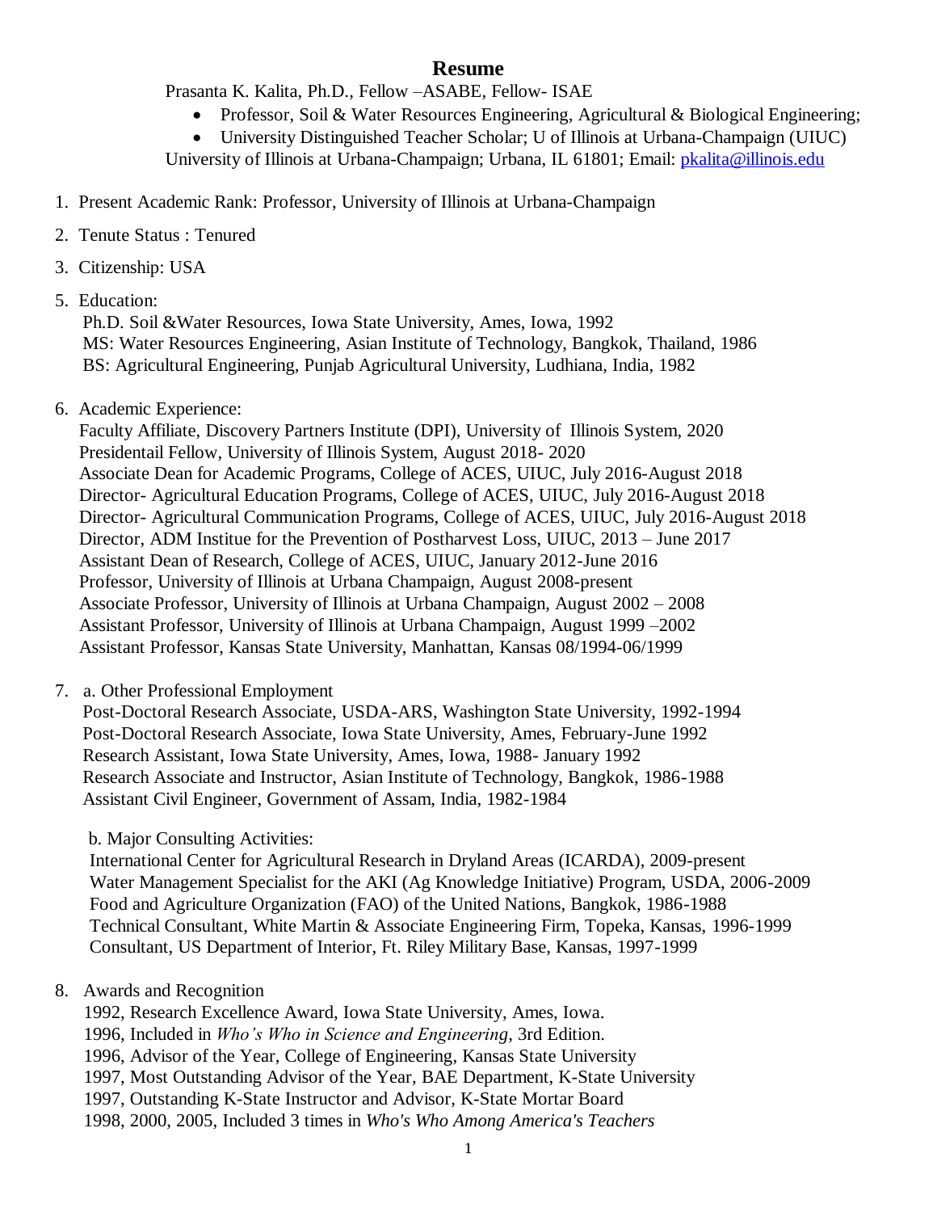# Resume

Prasanta K. Kalita, Ph.D., Fellow –ASABE, Fellow- ISAE

- Professor, Soil & Water Resources Engineering, Agricultural & Biological Engineering;
- University Distinguished Teacher Scholar; U of Illinois at Urbana-Champaign (UIUC)

University of Illinois at Urbana-Champaign; Urbana, IL 61801; Email: pkalita@illinois.edu

1. Present Academic Rank: Professor, University of Illinois at Urbana-Champaign
2. Tenute Status : Tenured
3. Citizenship: USA
5. Education:
   Ph.D. Soil &Water Resources, Iowa State University, Ames, Iowa, 1992
   MS: Water Resources Engineering, Asian Institute of Technology, Bangkok, Thailand, 1986
   BS: Agricultural Engineering, Punjab Agricultural University, Ludhiana, India, 1982
6. Academic Experience:
   Faculty Affiliate, Discovery Partners Institute (DPI), University of Illinois System, 2020
   Presidentail Fellow, University of Illinois System, August 2018- 2020
   Associate Dean for Academic Programs, College of ACES, UIUC, July 2016-August 2018
   Director- Agricultural Education Programs, College of ACES, UIUC, July 2016-August 2018
   Director- Agricultural Communication Programs, College of ACES, UIUC, July 2016-August 2018
   Director, ADM Institue for the Prevention of Postharvest Loss, UIUC, 2013 – June 2017
   Assistant Dean of Research, College of ACES, UIUC, January 2012-June 2016
   Professor, University of Illinois at Urbana Champaign, August 2008-present
   Associate Professor, University of Illinois at Urbana Champaign, August 2002 – 2008
   Assistant Professor, University of Illinois at Urbana Champaign, August 1999 –2002
   Assistant Professor, Kansas State University, Manhattan, Kansas 08/1994-06/1999
7. a. Other Professional Employment
   Post-Doctoral Research Associate, USDA-ARS, Washington State University, 1992-1994
   Post-Doctoral Research Associate, Iowa State University, Ames, February-June 1992
   Research Assistant, Iowa State University, Ames, Iowa, 1988- January 1992
   Research Associate and Instructor, Asian Institute of Technology, Bangkok, 1986-1988
   Assistant Civil Engineer, Government of Assam, India, 1982-1984

   b. Major Consulting Activities:
   International Center for Agricultural Research in Dryland Areas (ICARDA), 2009-present
   Water Management Specialist for the AKI (Ag Knowledge Initiative) Program, USDA, 2006-2009
   Food and Agriculture Organization (FAO) of the United Nations, Bangkok, 1986-1988
   Technical Consultant, White Martin & Associate Engineering Firm, Topeka, Kansas, 1996-1999
   Consultant, US Department of Interior, Ft. Riley Military Base, Kansas, 1997-1999
8. Awards and Recognition
   1992, Research Excellence Award, Iowa State University, Ames, Iowa.
   1996, Included in *Who's Who in Science and Engineering*, 3rd Edition.
   1996, Advisor of the Year, College of Engineering, Kansas State University
   1997, Most Outstanding Advisor of the Year, BAE Department, K-State University
   1997, Outstanding K-State Instructor and Advisor, K-State Mortar Board
   1998, 2000, 2005, Included 3 times in *Who's Who Among America's Teachers*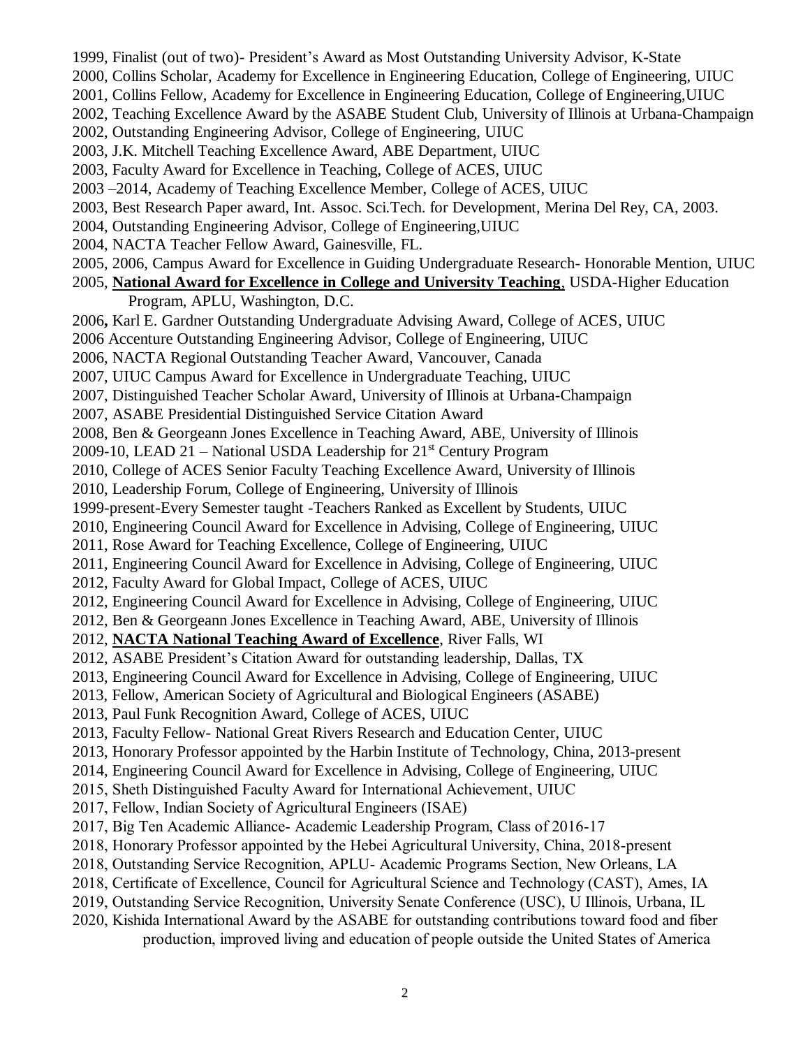1999, Finalist (out of two)- President's Award as Most Outstanding University Advisor, K-State
2000, Collins Scholar, Academy for Excellence in Engineering Education, College of Engineering, UIUC
2001, Collins Fellow, Academy for Excellence in Engineering Education, College of Engineering,UIUC
2002, Teaching Excellence Award by the ASABE Student Club, University of Illinois at Urbana-Champaign
2002, Outstanding Engineering Advisor, College of Engineering, UIUC
2003, J.K. Mitchell Teaching Excellence Award, ABE Department, UIUC
2003, Faculty Award for Excellence in Teaching, College of ACES, UIUC
2003 –2014, Academy of Teaching Excellence Member, College of ACES, UIUC
2003, Best Research Paper award, Int. Assoc. Sci.Tech. for Development, Merina Del Rey, CA, 2003.
2004, Outstanding Engineering Advisor, College of Engineering,UIUC
2004, NACTA Teacher Fellow Award, Gainesville, FL.
2005, 2006, Campus Award for Excellence in Guiding Undergraduate Research- Honorable Mention, UIUC
2005, **National Award for Excellence in College and University Teaching**, USDA-Higher Education Program, APLU, Washington, D.C.
2006**,** Karl E. Gardner Outstanding Undergraduate Advising Award, College of ACES, UIUC
2006 Accenture Outstanding Engineering Advisor, College of Engineering, UIUC
2006, NACTA Regional Outstanding Teacher Award, Vancouver, Canada
2007, UIUC Campus Award for Excellence in Undergraduate Teaching, UIUC
2007, Distinguished Teacher Scholar Award, University of Illinois at Urbana-Champaign
2007, ASABE Presidential Distinguished Service Citation Award
2008, Ben & Georgeann Jones Excellence in Teaching Award, ABE, University of Illinois
2009-10, LEAD 21 – National USDA Leadership for 21st Century Program
2010, College of ACES Senior Faculty Teaching Excellence Award, University of Illinois
2010, Leadership Forum, College of Engineering, University of Illinois
1999-present-Every Semester taught -Teachers Ranked as Excellent by Students, UIUC
2010, Engineering Council Award for Excellence in Advising, College of Engineering, UIUC
2011, Rose Award for Teaching Excellence, College of Engineering, UIUC
2011, Engineering Council Award for Excellence in Advising, College of Engineering, UIUC
2012, Faculty Award for Global Impact, College of ACES, UIUC
2012, Engineering Council Award for Excellence in Advising, College of Engineering, UIUC
2012, Ben & Georgeann Jones Excellence in Teaching Award, ABE, University of Illinois
2012, **NACTA National Teaching Award of Excellence**, River Falls, WI
2012, ASABE President's Citation Award for outstanding leadership, Dallas, TX
2013, Engineering Council Award for Excellence in Advising, College of Engineering, UIUC
2013, Fellow, American Society of Agricultural and Biological Engineers (ASABE)
2013, Paul Funk Recognition Award, College of ACES, UIUC
2013, Faculty Fellow- National Great Rivers Research and Education Center, UIUC
2013, Honorary Professor appointed by the Harbin Institute of Technology, China, 2013-present
2014, Engineering Council Award for Excellence in Advising, College of Engineering, UIUC
2015, Sheth Distinguished Faculty Award for International Achievement, UIUC
2017, Fellow, Indian Society of Agricultural Engineers (ISAE)
2017, Big Ten Academic Alliance- Academic Leadership Program, Class of 2016-17
2018, Honorary Professor appointed by the Hebei Agricultural University, China, 2018-present
2018, Outstanding Service Recognition, APLU- Academic Programs Section, New Orleans, LA
2018, Certificate of Excellence, Council for Agricultural Science and Technology (CAST), Ames, IA
2019, Outstanding Service Recognition, University Senate Conference (USC), U Illinois, Urbana, IL
2020, Kishida International Award by the ASABE for outstanding contributions toward food and fiber production, improved living and education of people outside the United States of America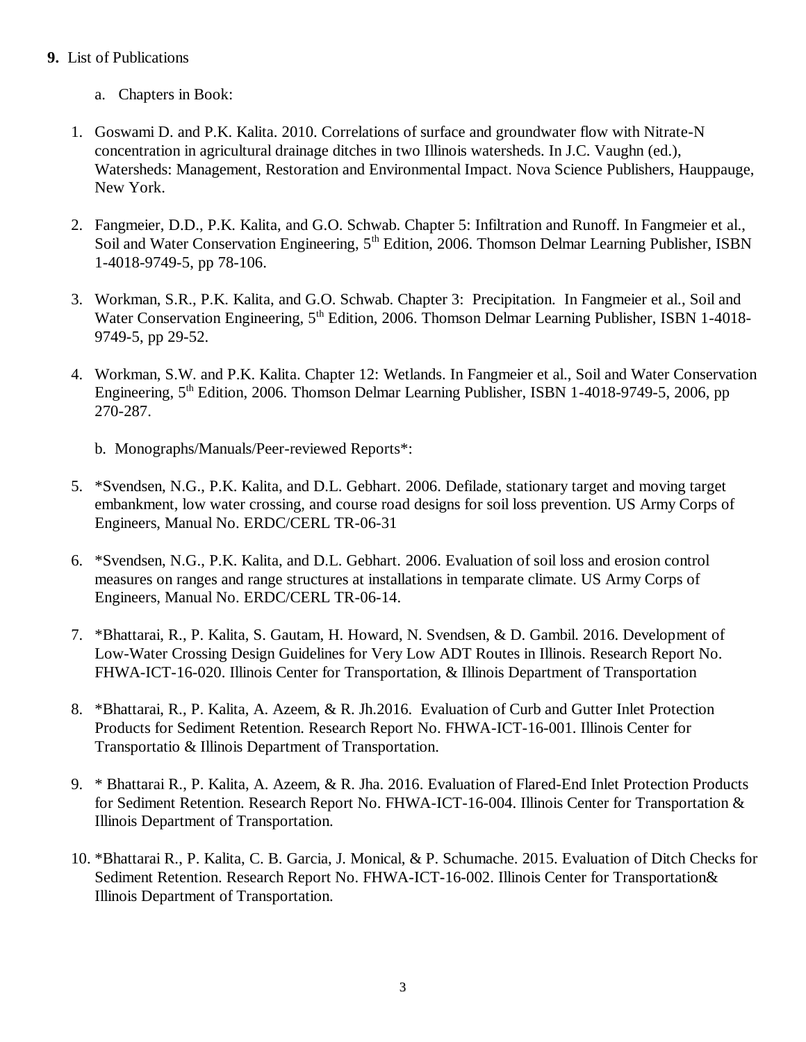**9.** List of Publications

a. Chapters in Book:

1. Goswami D. and P.K. Kalita. 2010. Correlations of surface and groundwater flow with Nitrate-N concentration in agricultural drainage ditches in two Illinois watersheds. In J.C. Vaughn (ed.), Watersheds: Management, Restoration and Environmental Impact. Nova Science Publishers, Hauppauge, New York.

2. Fangmeier, D.D., P.K. Kalita, and G.O. Schwab. Chapter 5: Infiltration and Runoff. In Fangmeier et al., Soil and Water Conservation Engineering, 5th Edition, 2006. Thomson Delmar Learning Publisher, ISBN 1-4018-9749-5, pp 78-106.

3. Workman, S.R., P.K. Kalita, and G.O. Schwab. Chapter 3: Precipitation. In Fangmeier et al., Soil and Water Conservation Engineering, 5th Edition, 2006. Thomson Delmar Learning Publisher, ISBN 1-4018-9749-5, pp 29-52.

4. Workman, S.W. and P.K. Kalita. Chapter 12: Wetlands. In Fangmeier et al., Soil and Water Conservation Engineering, 5th Edition, 2006. Thomson Delmar Learning Publisher, ISBN 1-4018-9749-5, 2006, pp 270-287.

b. Monographs/Manuals/Peer-reviewed Reports*:

5. *Svendsen, N.G., P.K. Kalita, and D.L. Gebhart. 2006. Defilade, stationary target and moving target embankment, low water crossing, and course road designs for soil loss prevention. US Army Corps of Engineers, Manual No. ERDC/CERL TR-06-31

6. *Svendsen, N.G., P.K. Kalita, and D.L. Gebhart. 2006. Evaluation of soil loss and erosion control measures on ranges and range structures at installations in temparate climate. US Army Corps of Engineers, Manual No. ERDC/CERL TR-06-14.

7. *Bhattarai, R., P. Kalita, S. Gautam, H. Howard, N. Svendsen, & D. Gambil. 2016. Development of Low-Water Crossing Design Guidelines for Very Low ADT Routes in Illinois. Research Report No. FHWA-ICT-16-020. Illinois Center for Transportation, & Illinois Department of Transportation

8. *Bhattarai, R., P. Kalita, A. Azeem, & R. Jh.2016. Evaluation of Curb and Gutter Inlet Protection Products for Sediment Retention. Research Report No. FHWA-ICT-16-001. Illinois Center for Transportatio & Illinois Department of Transportation.

9. * Bhattarai R., P. Kalita, A. Azeem, & R. Jha. 2016. Evaluation of Flared-End Inlet Protection Products for Sediment Retention. Research Report No. FHWA-ICT-16-004. Illinois Center for Transportation & Illinois Department of Transportation.

10. *Bhattarai R., P. Kalita, C. B. Garcia, J. Monical, & P. Schumache. 2015. Evaluation of Ditch Checks for Sediment Retention. Research Report No. FHWA-ICT-16-002. Illinois Center for Transportation& Illinois Department of Transportation.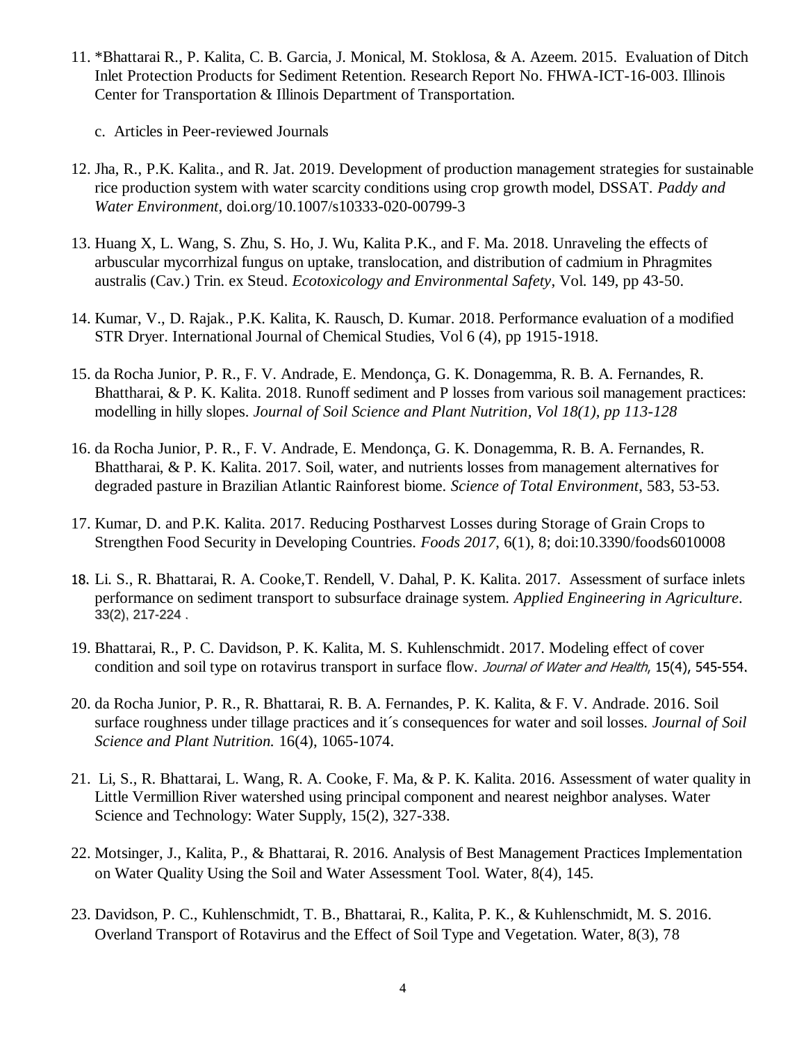11. *Bhattarai R., P. Kalita, C. B. Garcia, J. Monical, M. Stoklosa, & A. Azeem. 2015. Evaluation of Ditch Inlet Protection Products for Sediment Retention. Research Report No. FHWA-ICT-16-003. Illinois Center for Transportation & Illinois Department of Transportation.

    c. Articles in Peer-reviewed Journals

12. Jha, R., P.K. Kalita., and R. Jat. 2019. Development of production management strategies for sustainable rice production system with water scarcity conditions using crop growth model, DSSAT. *Paddy and Water Environment*, doi.org/10.1007/s10333-020-00799-3

13. Huang X, L. Wang, S. Zhu, S. Ho, J. Wu, Kalita P.K., and F. Ma. 2018. Unraveling the effects of arbuscular mycorrhizal fungus on uptake, translocation, and distribution of cadmium in Phragmites australis (Cav.) Trin. ex Steud. *Ecotoxicology and Environmental Safety*, Vol. 149, pp 43-50.

14. Kumar, V., D. Rajak., P.K. Kalita, K. Rausch, D. Kumar. 2018. Performance evaluation of a modified STR Dryer. International Journal of Chemical Studies, Vol 6 (4), pp 1915-1918.

15. da Rocha Junior, P. R., F. V. Andrade, E. Mendonça, G. K. Donagemma, R. B. A. Fernandes, R. Bhattharai, & P. K. Kalita. 2018. Runoff sediment and P losses from various soil management practices: modelling in hilly slopes. *Journal of Soil Science and Plant Nutrition, Vol 18(1), pp 113-128*

16. da Rocha Junior, P. R., F. V. Andrade, E. Mendonça, G. K. Donagemma, R. B. A. Fernandes, R. Bhattharai, & P. K. Kalita. 2017. Soil, water, and nutrients losses from management alternatives for degraded pasture in Brazilian Atlantic Rainforest biome. *Science of Total Environment*, 583, 53-53.

17. Kumar, D. and P.K. Kalita. 2017. Reducing Postharvest Losses during Storage of Grain Crops to Strengthen Food Security in Developing Countries. *Foods 2017*, 6(1), 8; doi:10.3390/foods6010008

18. Li. S., R. Bhattarai, R. A. Cooke,T. Rendell, V. Dahal, P. K. Kalita. 2017. Assessment of surface inlets performance on sediment transport to subsurface drainage system. *Applied Engineering in Agriculture*. 33(2), 217-224 .

19. Bhattarai, R., P. C. Davidson, P. K. Kalita, M. S. Kuhlenschmidt. 2017. Modeling effect of cover condition and soil type on rotavirus transport in surface flow. *Journal of Water and Health*, 15(4), 545-554.

20. da Rocha Junior, P. R., R. Bhattarai, R. B. A. Fernandes, P. K. Kalita, & F. V. Andrade. 2016. Soil surface roughness under tillage practices and it´s consequences for water and soil losses. *Journal of Soil Science and Plant Nutrition.* 16(4), 1065-1074.

21. Li, S., R. Bhattarai, L. Wang, R. A. Cooke, F. Ma, & P. K. Kalita. 2016. Assessment of water quality in Little Vermillion River watershed using principal component and nearest neighbor analyses. Water Science and Technology: Water Supply, 15(2), 327-338.

22. Motsinger, J., Kalita, P., & Bhattarai, R. 2016. Analysis of Best Management Practices Implementation on Water Quality Using the Soil and Water Assessment Tool. Water, 8(4), 145.

23. Davidson, P. C., Kuhlenschmidt, T. B., Bhattarai, R., Kalita, P. K., & Kuhlenschmidt, M. S. 2016. Overland Transport of Rotavirus and the Effect of Soil Type and Vegetation. Water, 8(3), 78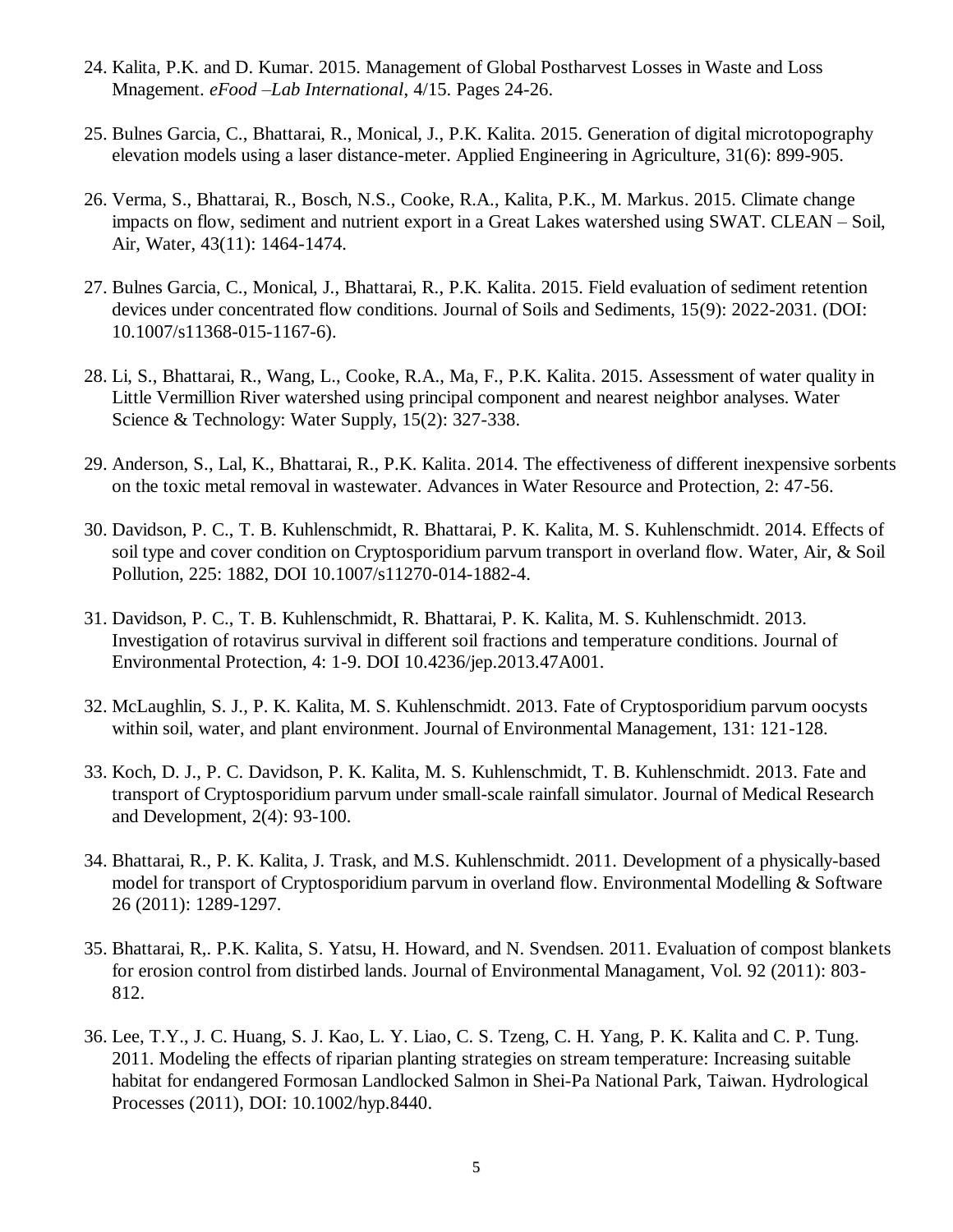24. Kalita, P.K. and D. Kumar. 2015. Management of Global Postharvest Losses in Waste and Loss Mnagement. *eFood –Lab International*, 4/15. Pages 24-26.

25. Bulnes Garcia, C., Bhattarai, R., Monical, J., P.K. Kalita. 2015. Generation of digital microtopography elevation models using a laser distance-meter. Applied Engineering in Agriculture, 31(6): 899-905.

26. Verma, S., Bhattarai, R., Bosch, N.S., Cooke, R.A., Kalita, P.K., M. Markus. 2015. Climate change impacts on flow, sediment and nutrient export in a Great Lakes watershed using SWAT. CLEAN – Soil, Air, Water, 43(11): 1464-1474.

27. Bulnes Garcia, C., Monical, J., Bhattarai, R., P.K. Kalita. 2015. Field evaluation of sediment retention devices under concentrated flow conditions. Journal of Soils and Sediments, 15(9): 2022-2031. (DOI: 10.1007/s11368-015-1167-6).

28. Li, S., Bhattarai, R., Wang, L., Cooke, R.A., Ma, F., P.K. Kalita. 2015. Assessment of water quality in Little Vermillion River watershed using principal component and nearest neighbor analyses. Water Science & Technology: Water Supply, 15(2): 327-338.

29. Anderson, S., Lal, K., Bhattarai, R., P.K. Kalita. 2014. The effectiveness of different inexpensive sorbents on the toxic metal removal in wastewater. Advances in Water Resource and Protection, 2: 47-56.

30. Davidson, P. C., T. B. Kuhlenschmidt, R. Bhattarai, P. K. Kalita, M. S. Kuhlenschmidt. 2014. Effects of soil type and cover condition on Cryptosporidium parvum transport in overland flow. Water, Air, & Soil Pollution, 225: 1882, DOI 10.1007/s11270-014-1882-4.

31. Davidson, P. C., T. B. Kuhlenschmidt, R. Bhattarai, P. K. Kalita, M. S. Kuhlenschmidt. 2013. Investigation of rotavirus survival in different soil fractions and temperature conditions. Journal of Environmental Protection, 4: 1-9. DOI 10.4236/jep.2013.47A001.

32. McLaughlin, S. J., P. K. Kalita, M. S. Kuhlenschmidt. 2013. Fate of Cryptosporidium parvum oocysts within soil, water, and plant environment. Journal of Environmental Management, 131: 121-128.

33. Koch, D. J., P. C. Davidson, P. K. Kalita, M. S. Kuhlenschmidt, T. B. Kuhlenschmidt. 2013. Fate and transport of Cryptosporidium parvum under small-scale rainfall simulator. Journal of Medical Research and Development, 2(4): 93-100.

34. Bhattarai, R., P. K. Kalita, J. Trask, and M.S. Kuhlenschmidt. 2011. Development of a physically-based model for transport of Cryptosporidium parvum in overland flow. Environmental Modelling & Software 26 (2011): 1289-1297.

35. Bhattarai, R,. P.K. Kalita, S. Yatsu, H. Howard, and N. Svendsen. 2011. Evaluation of compost blankets for erosion control from distirbed lands. Journal of Environmental Managament, Vol. 92 (2011): 803-812.

36. Lee, T.Y., J. C. Huang, S. J. Kao, L. Y. Liao, C. S. Tzeng, C. H. Yang, P. K. Kalita and C. P. Tung. 2011. Modeling the effects of riparian planting strategies on stream temperature: Increasing suitable habitat for endangered Formosan Landlocked Salmon in Shei-Pa National Park, Taiwan. Hydrological Processes (2011), DOI: 10.1002/hyp.8440.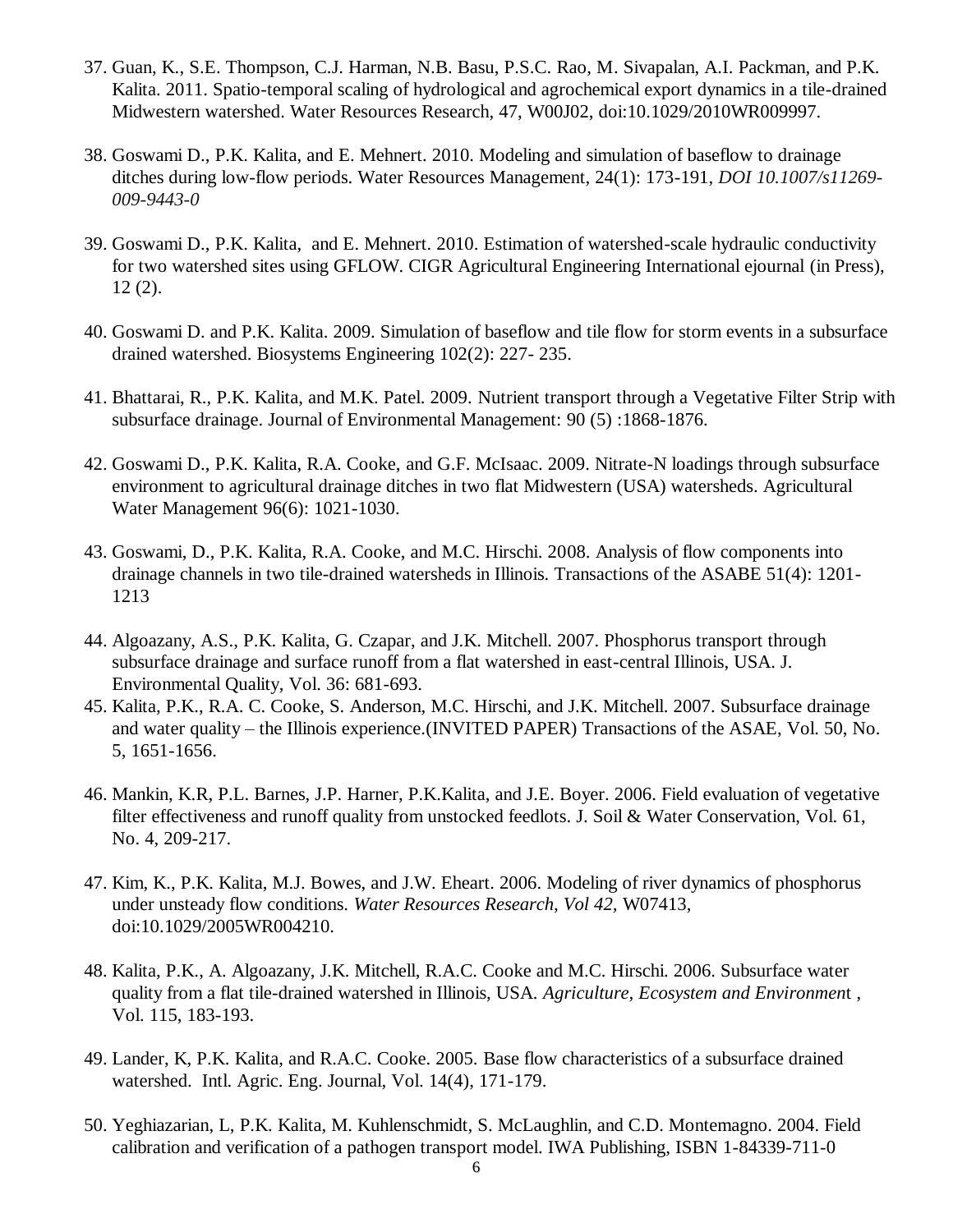37. Guan, K., S.E. Thompson, C.J. Harman, N.B. Basu, P.S.C. Rao, M. Sivapalan, A.I. Packman, and P.K. Kalita. 2011. Spatio-temporal scaling of hydrological and agrochemical export dynamics in a tile-drained Midwestern watershed. Water Resources Research, 47, W00J02, doi:10.1029/2010WR009997.

38. Goswami D., P.K. Kalita, and E. Mehnert. 2010. Modeling and simulation of baseflow to drainage ditches during low-flow periods. Water Resources Management, 24(1): 173-191, *DOI 10.1007/s11269-009-9443-0*

39. Goswami D., P.K. Kalita, and E. Mehnert. 2010. Estimation of watershed-scale hydraulic conductivity for two watershed sites using GFLOW. CIGR Agricultural Engineering International ejournal (in Press), 12 (2).

40. Goswami D. and P.K. Kalita. 2009. Simulation of baseflow and tile flow for storm events in a subsurface drained watershed. Biosystems Engineering 102(2): 227- 235.

41. Bhattarai, R., P.K. Kalita, and M.K. Patel. 2009. Nutrient transport through a Vegetative Filter Strip with subsurface drainage. Journal of Environmental Management: 90 (5) :1868-1876.

42. Goswami D., P.K. Kalita, R.A. Cooke, and G.F. McIsaac. 2009. Nitrate-N loadings through subsurface environment to agricultural drainage ditches in two flat Midwestern (USA) watersheds. Agricultural Water Management 96(6): 1021-1030.

43. Goswami, D., P.K. Kalita, R.A. Cooke, and M.C. Hirschi. 2008. Analysis of flow components into drainage channels in two tile-drained watersheds in Illinois. Transactions of the ASABE 51(4): 1201-1213

44. Algoazany, A.S., P.K. Kalita, G. Czapar, and J.K. Mitchell. 2007. Phosphorus transport through subsurface drainage and surface runoff from a flat watershed in east-central Illinois, USA. J. Environmental Quality, Vol. 36: 681-693.

45. Kalita, P.K., R.A. C. Cooke, S. Anderson, M.C. Hirschi, and J.K. Mitchell. 2007. Subsurface drainage and water quality – the Illinois experience.(INVITED PAPER) Transactions of the ASAE, Vol. 50, No. 5, 1651-1656.

46. Mankin, K.R, P.L. Barnes, J.P. Harner, P.K.Kalita, and J.E. Boyer. 2006. Field evaluation of vegetative filter effectiveness and runoff quality from unstocked feedlots. J. Soil & Water Conservation, Vol. 61, No. 4, 209-217.

47. Kim, K., P.K. Kalita, M.J. Bowes, and J.W. Eheart. 2006. Modeling of river dynamics of phosphorus under unsteady flow conditions. *Water Resources Research, Vol 42,* W07413, doi:10.1029/2005WR004210.

48. Kalita, P.K., A. Algoazany, J.K. Mitchell, R.A.C. Cooke and M.C. Hirschi. 2006. Subsurface water quality from a flat tile-drained watershed in Illinois, USA. *Agriculture, Ecosystem and Environmen*t , Vol. 115, 183-193.

49. Lander, K, P.K. Kalita, and R.A.C. Cooke. 2005. Base flow characteristics of a subsurface drained watershed. Intl. Agric. Eng. Journal, Vol. 14(4), 171-179.

50. Yeghiazarian, L, P.K. Kalita, M. Kuhlenschmidt, S. McLaughlin, and C.D. Montemagno. 2004. Field calibration and verification of a pathogen transport model. IWA Publishing, ISBN 1-84339-711-0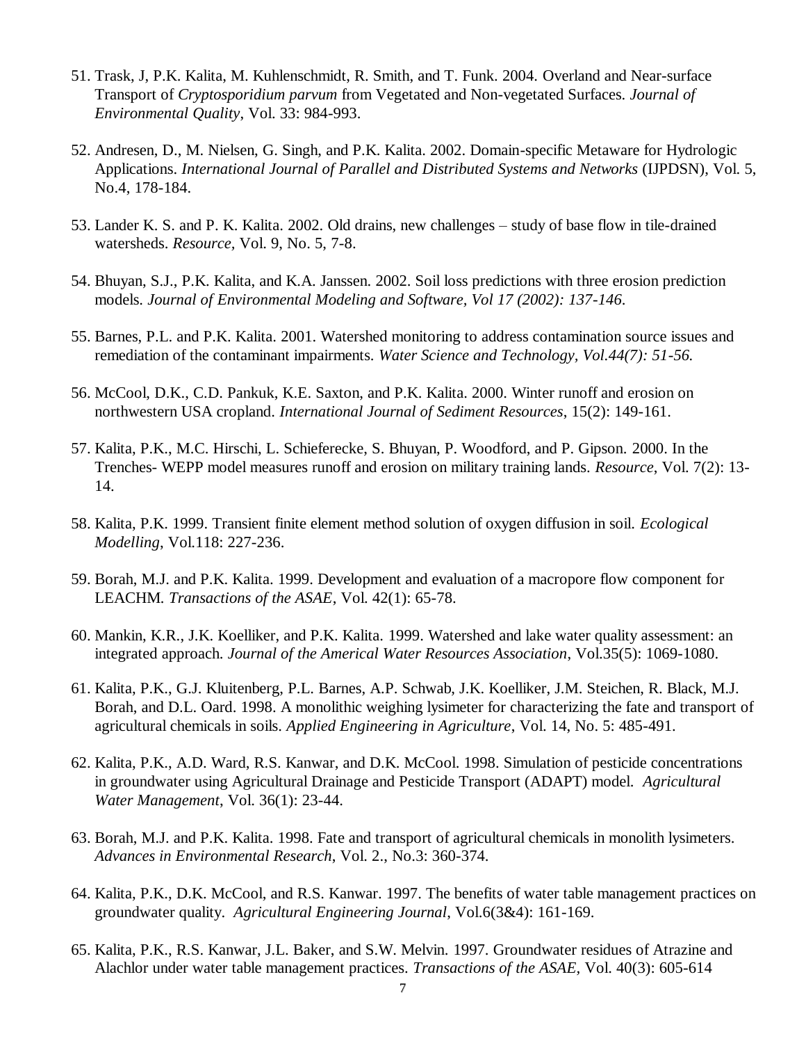51. Trask, J, P.K. Kalita, M. Kuhlenschmidt, R. Smith, and T. Funk. 2004. Overland and Near-surface Transport of *Cryptosporidium parvum* from Vegetated and Non-vegetated Surfaces. *Journal of Environmental Quality*, Vol. 33: 984-993.

52. Andresen, D., M. Nielsen, G. Singh, and P.K. Kalita. 2002. Domain-specific Metaware for Hydrologic Applications. *International Journal of Parallel and Distributed Systems and Networks* (IJPDSN), Vol. 5, No.4, 178-184.

53. Lander K. S. and P. K. Kalita. 2002. Old drains, new challenges – study of base flow in tile-drained watersheds. *Resource*, Vol. 9, No. 5, 7-8.

54. Bhuyan, S.J., P.K. Kalita, and K.A. Janssen. 2002. Soil loss predictions with three erosion prediction models. *Journal of Environmental Modeling and Software, Vol 17 (2002): 137-146.*

55. Barnes, P.L. and P.K. Kalita. 2001. Watershed monitoring to address contamination source issues and remediation of the contaminant impairments. *Water Science and Technology, Vol.44(7): 51-56.*

56. McCool, D.K., C.D. Pankuk, K.E. Saxton, and P.K. Kalita. 2000. Winter runoff and erosion on northwestern USA cropland. *International Journal of Sediment Resources*, 15(2): 149-161.

57. Kalita, P.K., M.C. Hirschi, L. Schieferecke, S. Bhuyan, P. Woodford, and P. Gipson. 2000. In the Trenches- WEPP model measures runoff and erosion on military training lands. *Resource*, Vol. 7(2): 13-14.

58. Kalita, P.K. 1999. Transient finite element method solution of oxygen diffusion in soil. *Ecological Modelling*, Vol.118: 227-236.

59. Borah, M.J. and P.K. Kalita. 1999. Development and evaluation of a macropore flow component for LEACHM. *Transactions of the ASAE*, Vol. 42(1): 65-78.

60. Mankin, K.R., J.K. Koelliker, and P.K. Kalita. 1999. Watershed and lake water quality assessment: an integrated approach. *Journal of the Americal Water Resources Association*, Vol.35(5): 1069-1080.

61. Kalita, P.K., G.J. Kluitenberg, P.L. Barnes, A.P. Schwab, J.K. Koelliker, J.M. Steichen, R. Black, M.J. Borah, and D.L. Oard. 1998. A monolithic weighing lysimeter for characterizing the fate and transport of agricultural chemicals in soils. *Applied Engineering in Agriculture*, Vol. 14, No. 5: 485-491.

62. Kalita, P.K., A.D. Ward, R.S. Kanwar, and D.K. McCool. 1998. Simulation of pesticide concentrations in groundwater using Agricultural Drainage and Pesticide Transport (ADAPT) model. *Agricultural Water Management*, Vol. 36(1): 23-44.

63. Borah, M.J. and P.K. Kalita. 1998. Fate and transport of agricultural chemicals in monolith lysimeters. *Advances in Environmental Research*, Vol. 2., No.3: 360-374.

64. Kalita, P.K., D.K. McCool, and R.S. Kanwar. 1997. The benefits of water table management practices on groundwater quality. *Agricultural Engineering Journal*, Vol.6(3&4): 161-169.

65. Kalita, P.K., R.S. Kanwar, J.L. Baker, and S.W. Melvin. 1997. Groundwater residues of Atrazine and Alachlor under water table management practices. *Transactions of the ASAE,* Vol. 40(3): 605-614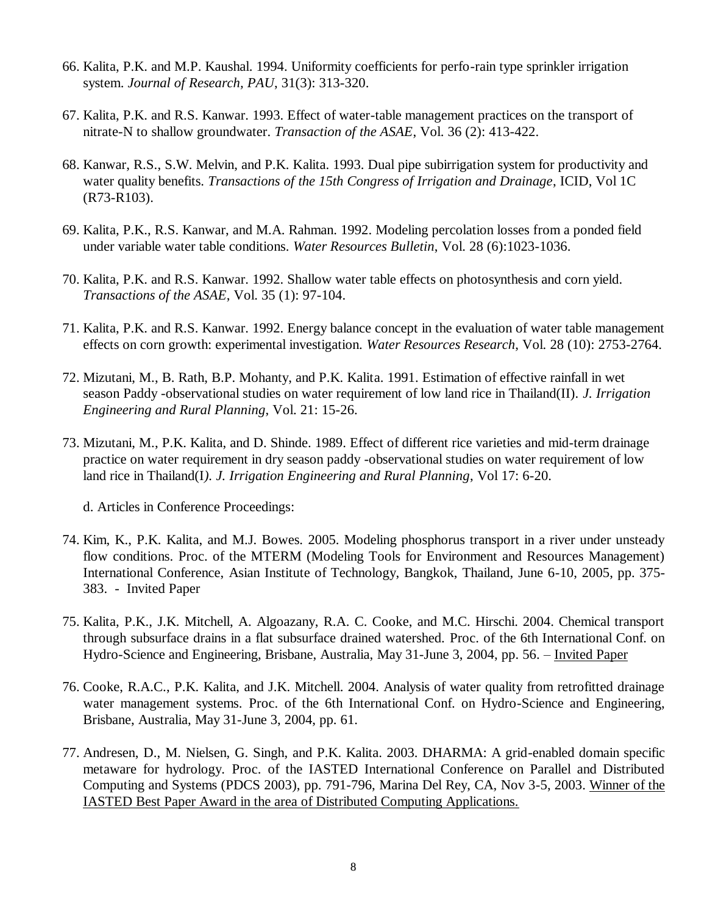66. Kalita, P.K. and M.P. Kaushal. 1994. Uniformity coefficients for perfo-rain type sprinkler irrigation system. *Journal of Research, PAU*, 31(3): 313-320.

67. Kalita, P.K. and R.S. Kanwar. 1993. Effect of water-table management practices on the transport of nitrate-N to shallow groundwater. *Transaction of the ASAE*, Vol. 36 (2): 413-422.

68. Kanwar, R.S., S.W. Melvin, and P.K. Kalita. 1993. Dual pipe subirrigation system for productivity and water quality benefits. *Transactions of the 15th Congress of Irrigation and Drainage*, ICID, Vol 1C (R73-R103).

69. Kalita, P.K., R.S. Kanwar, and M.A. Rahman. 1992. Modeling percolation losses from a ponded field under variable water table conditions. *Water Resources Bulletin*, Vol. 28 (6):1023-1036.

70. Kalita, P.K. and R.S. Kanwar. 1992. Shallow water table effects on photosynthesis and corn yield. *Transactions of the ASAE*, Vol. 35 (1): 97-104.

71. Kalita, P.K. and R.S. Kanwar. 1992. Energy balance concept in the evaluation of water table management effects on corn growth: experimental investigation. *Water Resources Research*, Vol. 28 (10): 2753-2764.

72. Mizutani, M., B. Rath, B.P. Mohanty, and P.K. Kalita. 1991. Estimation of effective rainfall in wet season Paddy -observational studies on water requirement of low land rice in Thailand(II). *J. Irrigation Engineering and Rural Planning*, Vol. 21: 15-26.

73. Mizutani, M., P.K. Kalita, and D. Shinde. 1989. Effect of different rice varieties and mid-term drainage practice on water requirement in dry season paddy -observational studies on water requirement of low land rice in Thailand(I*). J. Irrigation Engineering and Rural Planning*, Vol 17: 6-20.

d. Articles in Conference Proceedings:

74. Kim, K., P.K. Kalita, and M.J. Bowes. 2005. Modeling phosphorus transport in a river under unsteady flow conditions. Proc. of the MTERM (Modeling Tools for Environment and Resources Management) International Conference, Asian Institute of Technology, Bangkok, Thailand, June 6-10, 2005, pp. 375-383. - Invited Paper

75. Kalita, P.K., J.K. Mitchell, A. Algoazany, R.A. C. Cooke, and M.C. Hirschi. 2004. Chemical transport through subsurface drains in a flat subsurface drained watershed. Proc. of the 6th International Conf. on Hydro-Science and Engineering, Brisbane, Australia, May 31-June 3, 2004, pp. 56. – Invited Paper

76. Cooke, R.A.C., P.K. Kalita, and J.K. Mitchell. 2004. Analysis of water quality from retrofitted drainage water management systems. Proc. of the 6th International Conf. on Hydro-Science and Engineering, Brisbane, Australia, May 31-June 3, 2004, pp. 61.

77. Andresen, D., M. Nielsen, G. Singh, and P.K. Kalita. 2003. DHARMA: A grid-enabled domain specific metaware for hydrology. Proc. of the IASTED International Conference on Parallel and Distributed Computing and Systems (PDCS 2003), pp. 791-796, Marina Del Rey, CA, Nov 3-5, 2003. Winner of the IASTED Best Paper Award in the area of Distributed Computing Applications.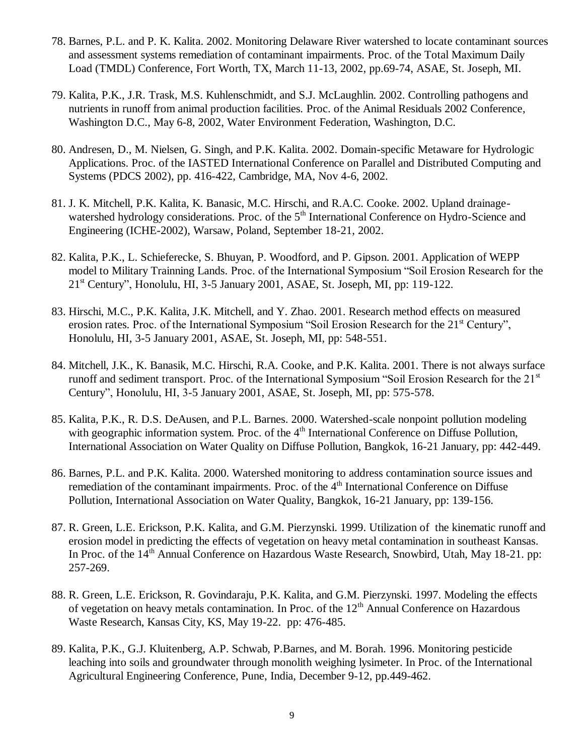78. Barnes, P.L. and P. K. Kalita. 2002. Monitoring Delaware River watershed to locate contaminant sources and assessment systems remediation of contaminant impairments. Proc. of the Total Maximum Daily Load (TMDL) Conference, Fort Worth, TX, March 11-13, 2002, pp.69-74, ASAE, St. Joseph, MI.

79. Kalita, P.K., J.R. Trask, M.S. Kuhlenschmidt, and S.J. McLaughlin. 2002. Controlling pathogens and nutrients in runoff from animal production facilities. Proc. of the Animal Residuals 2002 Conference, Washington D.C., May 6-8, 2002, Water Environment Federation, Washington, D.C.

80. Andresen, D., M. Nielsen, G. Singh, and P.K. Kalita. 2002. Domain-specific Metaware for Hydrologic Applications. Proc. of the IASTED International Conference on Parallel and Distributed Computing and Systems (PDCS 2002), pp. 416-422, Cambridge, MA, Nov 4-6, 2002.

81. J. K. Mitchell, P.K. Kalita, K. Banasic, M.C. Hirschi, and R.A.C. Cooke. 2002. Upland drainage-watershed hydrology considerations. Proc. of the 5th International Conference on Hydro-Science and Engineering (ICHE-2002), Warsaw, Poland, September 18-21, 2002.

82. Kalita, P.K., L. Schieferecke, S. Bhuyan, P. Woodford, and P. Gipson. 2001. Application of WEPP model to Military Trainning Lands. Proc. of the International Symposium "Soil Erosion Research for the 21st Century", Honolulu, HI, 3-5 January 2001, ASAE, St. Joseph, MI, pp: 119-122.

83. Hirschi, M.C., P.K. Kalita, J.K. Mitchell, and Y. Zhao. 2001. Research method effects on measured erosion rates. Proc. of the International Symposium "Soil Erosion Research for the 21st Century", Honolulu, HI, 3-5 January 2001, ASAE, St. Joseph, MI, pp: 548-551.

84. Mitchell, J.K., K. Banasik, M.C. Hirschi, R.A. Cooke, and P.K. Kalita. 2001. There is not always surface runoff and sediment transport. Proc. of the International Symposium "Soil Erosion Research for the 21st Century", Honolulu, HI, 3-5 January 2001, ASAE, St. Joseph, MI, pp: 575-578.

85. Kalita, P.K., R. D.S. DeAusen, and P.L. Barnes. 2000. Watershed-scale nonpoint pollution modeling with geographic information system. Proc. of the 4th International Conference on Diffuse Pollution, International Association on Water Quality on Diffuse Pollution, Bangkok, 16-21 January, pp: 442-449.

86. Barnes, P.L. and P.K. Kalita. 2000. Watershed monitoring to address contamination source issues and remediation of the contaminant impairments. Proc. of the 4th International Conference on Diffuse Pollution, International Association on Water Quality, Bangkok, 16-21 January, pp: 139-156.

87. R. Green, L.E. Erickson, P.K. Kalita, and G.M. Pierzynski. 1999. Utilization of the kinematic runoff and erosion model in predicting the effects of vegetation on heavy metal contamination in southeast Kansas. In Proc. of the 14th Annual Conference on Hazardous Waste Research, Snowbird, Utah, May 18-21. pp: 257-269.

88. R. Green, L.E. Erickson, R. Govindaraju, P.K. Kalita, and G.M. Pierzynski. 1997. Modeling the effects of vegetation on heavy metals contamination. In Proc. of the 12th Annual Conference on Hazardous Waste Research, Kansas City, KS, May 19-22. pp: 476-485.

89. Kalita, P.K., G.J. Kluitenberg, A.P. Schwab, P.Barnes, and M. Borah. 1996. Monitoring pesticide leaching into soils and groundwater through monolith weighing lysimeter. In Proc. of the International Agricultural Engineering Conference, Pune, India, December 9-12, pp.449-462.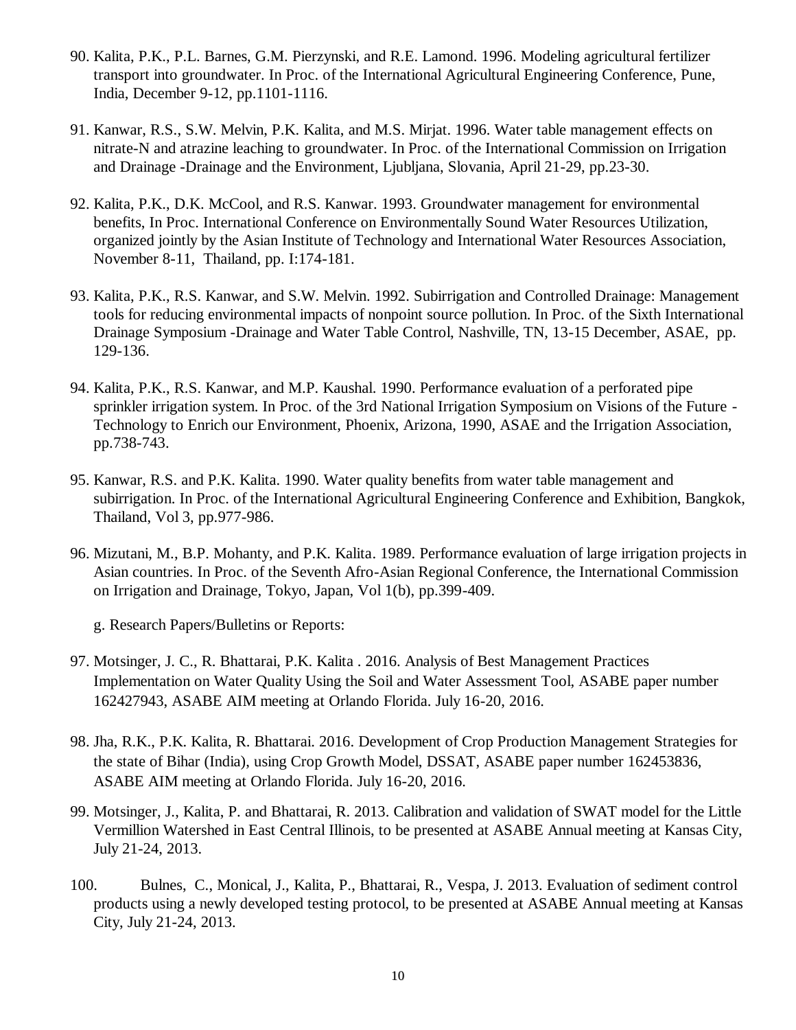90. Kalita, P.K., P.L. Barnes, G.M. Pierzynski, and R.E. Lamond. 1996. Modeling agricultural fertilizer transport into groundwater. In Proc. of the International Agricultural Engineering Conference, Pune, India, December 9-12, pp.1101-1116.

91. Kanwar, R.S., S.W. Melvin, P.K. Kalita, and M.S. Mirjat. 1996. Water table management effects on nitrate-N and atrazine leaching to groundwater. In Proc. of the International Commission on Irrigation and Drainage -Drainage and the Environment, Ljubljana, Slovania, April 21-29, pp.23-30.

92. Kalita, P.K., D.K. McCool, and R.S. Kanwar. 1993. Groundwater management for environmental benefits, In Proc. International Conference on Environmentally Sound Water Resources Utilization, organized jointly by the Asian Institute of Technology and International Water Resources Association, November 8-11, Thailand, pp. I:174-181.

93. Kalita, P.K., R.S. Kanwar, and S.W. Melvin. 1992. Subirrigation and Controlled Drainage: Management tools for reducing environmental impacts of nonpoint source pollution. In Proc. of the Sixth International Drainage Symposium -Drainage and Water Table Control, Nashville, TN, 13-15 December, ASAE, pp. 129-136.

94. Kalita, P.K., R.S. Kanwar, and M.P. Kaushal. 1990. Performance evaluation of a perforated pipe sprinkler irrigation system. In Proc. of the 3rd National Irrigation Symposium on Visions of the Future - Technology to Enrich our Environment, Phoenix, Arizona, 1990, ASAE and the Irrigation Association, pp.738-743.

95. Kanwar, R.S. and P.K. Kalita. 1990. Water quality benefits from water table management and subirrigation. In Proc. of the International Agricultural Engineering Conference and Exhibition, Bangkok, Thailand, Vol 3, pp.977-986.

96. Mizutani, M., B.P. Mohanty, and P.K. Kalita. 1989. Performance evaluation of large irrigation projects in Asian countries. In Proc. of the Seventh Afro-Asian Regional Conference, the International Commission on Irrigation and Drainage, Tokyo, Japan, Vol 1(b), pp.399-409.

g. Research Papers/Bulletins or Reports:

97. Motsinger, J. C., R. Bhattarai, P.K. Kalita . 2016. Analysis of Best Management Practices Implementation on Water Quality Using the Soil and Water Assessment Tool, ASABE paper number 162427943, ASABE AIM meeting at Orlando Florida. July 16-20, 2016.

98. Jha, R.K., P.K. Kalita, R. Bhattarai. 2016. Development of Crop Production Management Strategies for the state of Bihar (India), using Crop Growth Model, DSSAT, ASABE paper number 162453836, ASABE AIM meeting at Orlando Florida. July 16-20, 2016.

99. Motsinger, J., Kalita, P. and Bhattarai, R. 2013. Calibration and validation of SWAT model for the Little Vermillion Watershed in East Central Illinois, to be presented at ASABE Annual meeting at Kansas City, July 21-24, 2013.

100. Bulnes, C., Monical, J., Kalita, P., Bhattarai, R., Vespa, J. 2013. Evaluation of sediment control products using a newly developed testing protocol, to be presented at ASABE Annual meeting at Kansas City, July 21-24, 2013.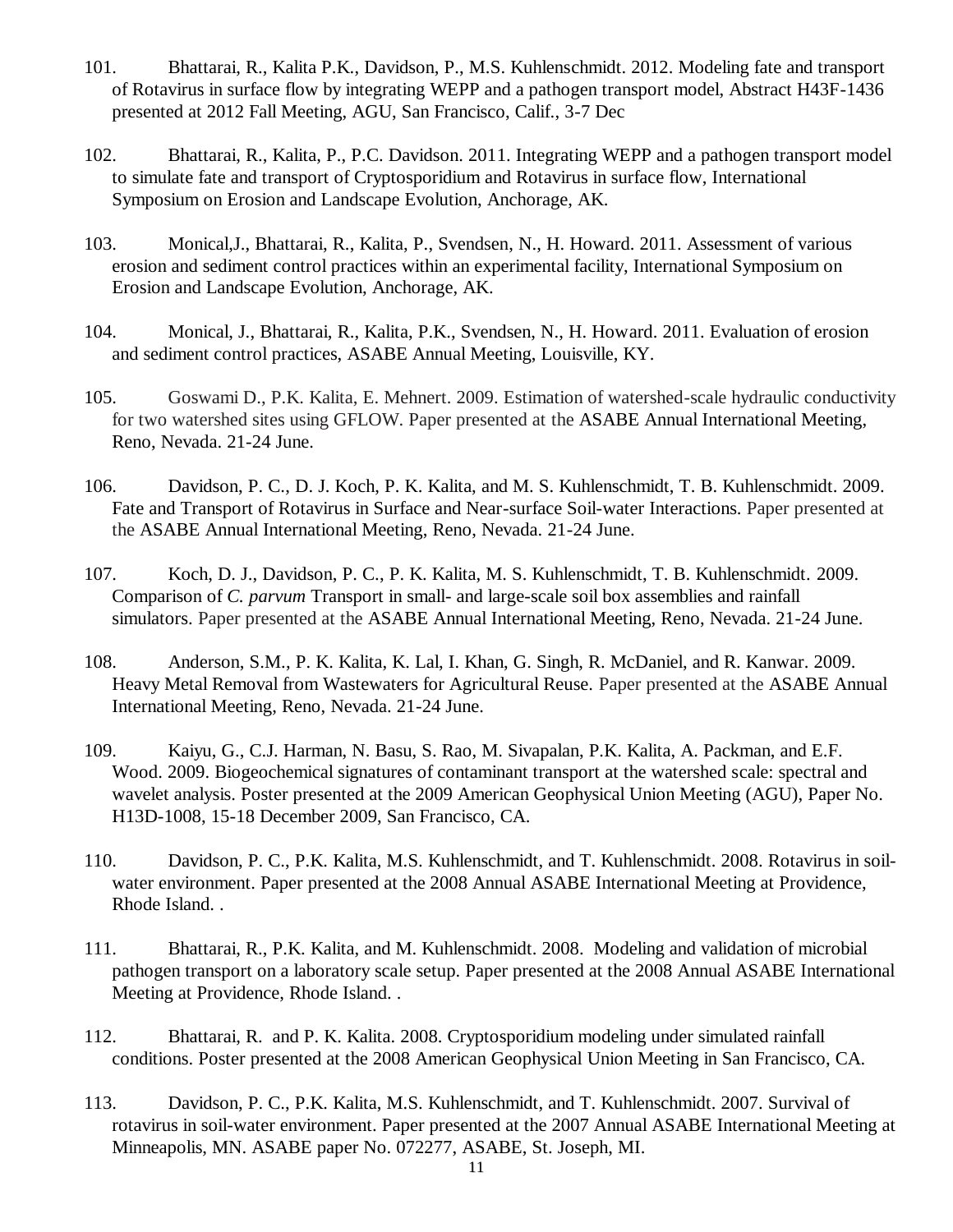101. Bhattarai, R., Kalita P.K., Davidson, P., M.S. Kuhlenschmidt. 2012. Modeling fate and transport of Rotavirus in surface flow by integrating WEPP and a pathogen transport model, Abstract H43F-1436 presented at 2012 Fall Meeting, AGU, San Francisco, Calif., 3-7 Dec

102. Bhattarai, R., Kalita, P., P.C. Davidson. 2011. Integrating WEPP and a pathogen transport model to simulate fate and transport of Cryptosporidium and Rotavirus in surface flow, International Symposium on Erosion and Landscape Evolution, Anchorage, AK.

103. Monical,J., Bhattarai, R., Kalita, P., Svendsen, N., H. Howard. 2011. Assessment of various erosion and sediment control practices within an experimental facility, International Symposium on Erosion and Landscape Evolution, Anchorage, AK.

104. Monical, J., Bhattarai, R., Kalita, P.K., Svendsen, N., H. Howard. 2011. Evaluation of erosion and sediment control practices, ASABE Annual Meeting, Louisville, KY.

105. Goswami D., P.K. Kalita, E. Mehnert. 2009. Estimation of watershed-scale hydraulic conductivity for two watershed sites using GFLOW. Paper presented at the ASABE Annual International Meeting, Reno, Nevada. 21-24 June.

106. Davidson, P. C., D. J. Koch, P. K. Kalita, and M. S. Kuhlenschmidt, T. B. Kuhlenschmidt. 2009. Fate and Transport of Rotavirus in Surface and Near-surface Soil-water Interactions. Paper presented at the ASABE Annual International Meeting, Reno, Nevada. 21-24 June.

107. Koch, D. J., Davidson, P. C., P. K. Kalita, M. S. Kuhlenschmidt, T. B. Kuhlenschmidt. 2009. Comparison of *C. parvum* Transport in small- and large-scale soil box assemblies and rainfall simulators. Paper presented at the ASABE Annual International Meeting, Reno, Nevada. 21-24 June.

108. Anderson, S.M., P. K. Kalita, K. Lal, I. Khan, G. Singh, R. McDaniel, and R. Kanwar. 2009. Heavy Metal Removal from Wastewaters for Agricultural Reuse. Paper presented at the ASABE Annual International Meeting, Reno, Nevada. 21-24 June.

109. Kaiyu, G., C.J. Harman, N. Basu, S. Rao, M. Sivapalan, P.K. Kalita, A. Packman, and E.F. Wood. 2009. Biogeochemical signatures of contaminant transport at the watershed scale: spectral and wavelet analysis. Poster presented at the 2009 American Geophysical Union Meeting (AGU), Paper No. H13D-1008, 15-18 December 2009, San Francisco, CA.

110. Davidson, P. C., P.K. Kalita, M.S. Kuhlenschmidt, and T. Kuhlenschmidt. 2008. Rotavirus in soil-water environment. Paper presented at the 2008 Annual ASABE International Meeting at Providence, Rhode Island. .

111. Bhattarai, R., P.K. Kalita, and M. Kuhlenschmidt. 2008. Modeling and validation of microbial pathogen transport on a laboratory scale setup. Paper presented at the 2008 Annual ASABE International Meeting at Providence, Rhode Island. .

112. Bhattarai, R. and P. K. Kalita. 2008. Cryptosporidium modeling under simulated rainfall conditions. Poster presented at the 2008 American Geophysical Union Meeting in San Francisco, CA.

113. Davidson, P. C., P.K. Kalita, M.S. Kuhlenschmidt, and T. Kuhlenschmidt. 2007. Survival of rotavirus in soil-water environment. Paper presented at the 2007 Annual ASABE International Meeting at Minneapolis, MN. ASABE paper No. 072277, ASABE, St. Joseph, MI.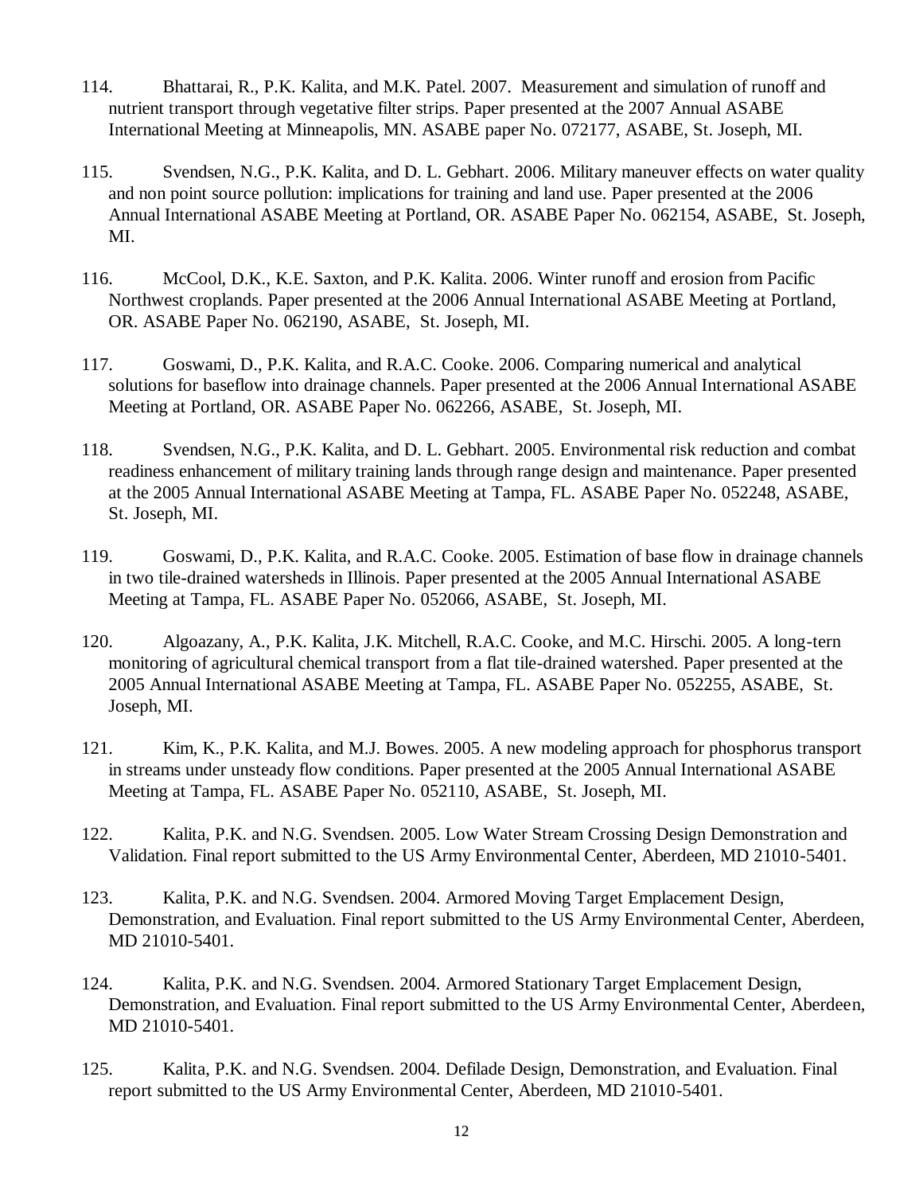114. Bhattarai, R., P.K. Kalita, and M.K. Patel. 2007. Measurement and simulation of runoff and nutrient transport through vegetative filter strips. Paper presented at the 2007 Annual ASABE International Meeting at Minneapolis, MN. ASABE paper No. 072177, ASABE, St. Joseph, MI.

115. Svendsen, N.G., P.K. Kalita, and D. L. Gebhart. 2006. Military maneuver effects on water quality and non point source pollution: implications for training and land use. Paper presented at the 2006 Annual International ASABE Meeting at Portland, OR. ASABE Paper No. 062154, ASABE, St. Joseph, MI.

116. McCool, D.K., K.E. Saxton, and P.K. Kalita. 2006. Winter runoff and erosion from Pacific Northwest croplands. Paper presented at the 2006 Annual International ASABE Meeting at Portland, OR. ASABE Paper No. 062190, ASABE, St. Joseph, MI.

117. Goswami, D., P.K. Kalita, and R.A.C. Cooke. 2006. Comparing numerical and analytical solutions for baseflow into drainage channels. Paper presented at the 2006 Annual International ASABE Meeting at Portland, OR. ASABE Paper No. 062266, ASABE, St. Joseph, MI.

118. Svendsen, N.G., P.K. Kalita, and D. L. Gebhart. 2005. Environmental risk reduction and combat readiness enhancement of military training lands through range design and maintenance. Paper presented at the 2005 Annual International ASABE Meeting at Tampa, FL. ASABE Paper No. 052248, ASABE, St. Joseph, MI.

119. Goswami, D., P.K. Kalita, and R.A.C. Cooke. 2005. Estimation of base flow in drainage channels in two tile-drained watersheds in Illinois. Paper presented at the 2005 Annual International ASABE Meeting at Tampa, FL. ASABE Paper No. 052066, ASABE, St. Joseph, MI.

120. Algoazany, A., P.K. Kalita, J.K. Mitchell, R.A.C. Cooke, and M.C. Hirschi. 2005. A long-tern monitoring of agricultural chemical transport from a flat tile-drained watershed. Paper presented at the 2005 Annual International ASABE Meeting at Tampa, FL. ASABE Paper No. 052255, ASABE, St. Joseph, MI.

121. Kim, K., P.K. Kalita, and M.J. Bowes. 2005. A new modeling approach for phosphorus transport in streams under unsteady flow conditions. Paper presented at the 2005 Annual International ASABE Meeting at Tampa, FL. ASABE Paper No. 052110, ASABE, St. Joseph, MI.

122. Kalita, P.K. and N.G. Svendsen. 2005. Low Water Stream Crossing Design Demonstration and Validation. Final report submitted to the US Army Environmental Center, Aberdeen, MD 21010-5401.

123. Kalita, P.K. and N.G. Svendsen. 2004. Armored Moving Target Emplacement Design, Demonstration, and Evaluation. Final report submitted to the US Army Environmental Center, Aberdeen, MD 21010-5401.

124. Kalita, P.K. and N.G. Svendsen. 2004. Armored Stationary Target Emplacement Design, Demonstration, and Evaluation. Final report submitted to the US Army Environmental Center, Aberdeen, MD 21010-5401.

125. Kalita, P.K. and N.G. Svendsen. 2004. Defilade Design, Demonstration, and Evaluation. Final report submitted to the US Army Environmental Center, Aberdeen, MD 21010-5401.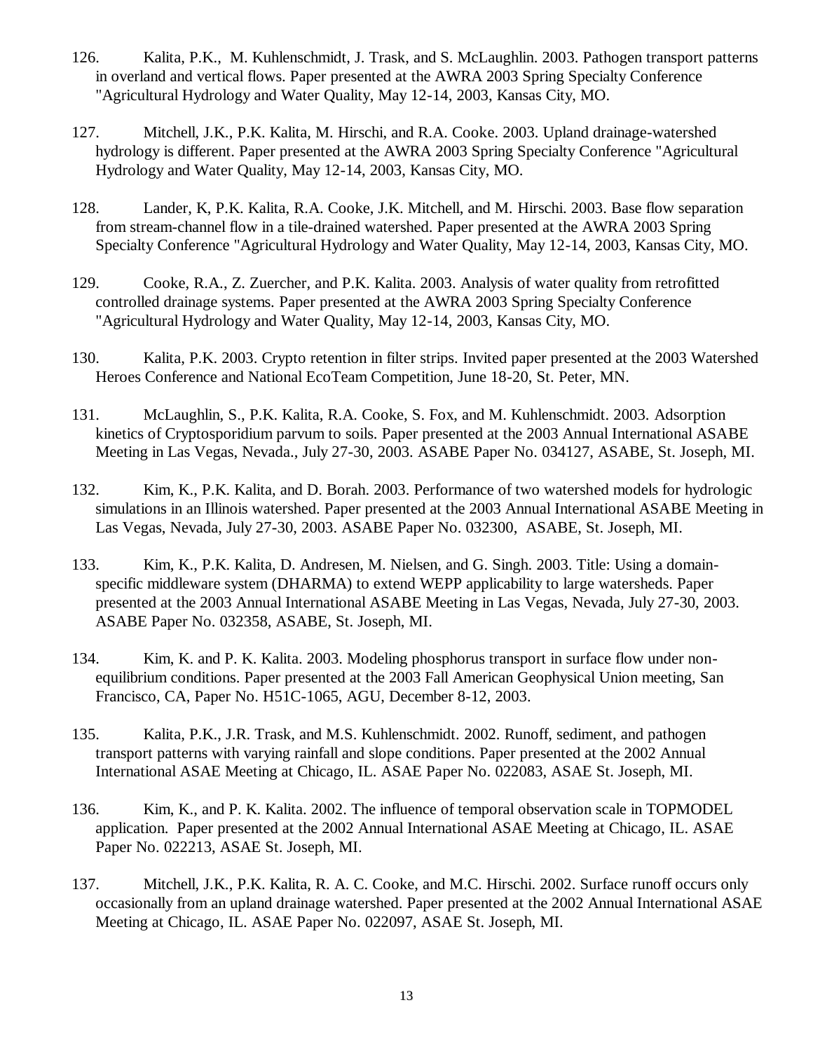126. Kalita, P.K., M. Kuhlenschmidt, J. Trask, and S. McLaughlin. 2003. Pathogen transport patterns in overland and vertical flows. Paper presented at the AWRA 2003 Spring Specialty Conference "Agricultural Hydrology and Water Quality, May 12-14, 2003, Kansas City, MO.

127. Mitchell, J.K., P.K. Kalita, M. Hirschi, and R.A. Cooke. 2003. Upland drainage-watershed hydrology is different. Paper presented at the AWRA 2003 Spring Specialty Conference "Agricultural Hydrology and Water Quality, May 12-14, 2003, Kansas City, MO.

128. Lander, K, P.K. Kalita, R.A. Cooke, J.K. Mitchell, and M. Hirschi. 2003. Base flow separation from stream-channel flow in a tile-drained watershed. Paper presented at the AWRA 2003 Spring Specialty Conference "Agricultural Hydrology and Water Quality, May 12-14, 2003, Kansas City, MO.

129. Cooke, R.A., Z. Zuercher, and P.K. Kalita. 2003. Analysis of water quality from retrofitted controlled drainage systems. Paper presented at the AWRA 2003 Spring Specialty Conference "Agricultural Hydrology and Water Quality, May 12-14, 2003, Kansas City, MO.

130. Kalita, P.K. 2003. Crypto retention in filter strips. Invited paper presented at the 2003 Watershed Heroes Conference and National EcoTeam Competition, June 18-20, St. Peter, MN.

131. McLaughlin, S., P.K. Kalita, R.A. Cooke, S. Fox, and M. Kuhlenschmidt. 2003. Adsorption kinetics of Cryptosporidium parvum to soils. Paper presented at the 2003 Annual International ASABE Meeting in Las Vegas, Nevada., July 27-30, 2003. ASABE Paper No. 034127, ASABE, St. Joseph, MI.

132. Kim, K., P.K. Kalita, and D. Borah. 2003. Performance of two watershed models for hydrologic simulations in an Illinois watershed. Paper presented at the 2003 Annual International ASABE Meeting in Las Vegas, Nevada, July 27-30, 2003. ASABE Paper No. 032300, ASABE, St. Joseph, MI.

133. Kim, K., P.K. Kalita, D. Andresen, M. Nielsen, and G. Singh. 2003. Title: Using a domain-specific middleware system (DHARMA) to extend WEPP applicability to large watersheds. Paper presented at the 2003 Annual International ASABE Meeting in Las Vegas, Nevada, July 27-30, 2003. ASABE Paper No. 032358, ASABE, St. Joseph, MI.

134. Kim, K. and P. K. Kalita. 2003. Modeling phosphorus transport in surface flow under non-equilibrium conditions. Paper presented at the 2003 Fall American Geophysical Union meeting, San Francisco, CA, Paper No. H51C-1065, AGU, December 8-12, 2003.

135. Kalita, P.K., J.R. Trask, and M.S. Kuhlenschmidt. 2002. Runoff, sediment, and pathogen transport patterns with varying rainfall and slope conditions. Paper presented at the 2002 Annual International ASAE Meeting at Chicago, IL. ASAE Paper No. 022083, ASAE St. Joseph, MI.

136. Kim, K., and P. K. Kalita. 2002. The influence of temporal observation scale in TOPMODEL application. Paper presented at the 2002 Annual International ASAE Meeting at Chicago, IL. ASAE Paper No. 022213, ASAE St. Joseph, MI.

137. Mitchell, J.K., P.K. Kalita, R. A. C. Cooke, and M.C. Hirschi. 2002. Surface runoff occurs only occasionally from an upland drainage watershed. Paper presented at the 2002 Annual International ASAE Meeting at Chicago, IL. ASAE Paper No. 022097, ASAE St. Joseph, MI.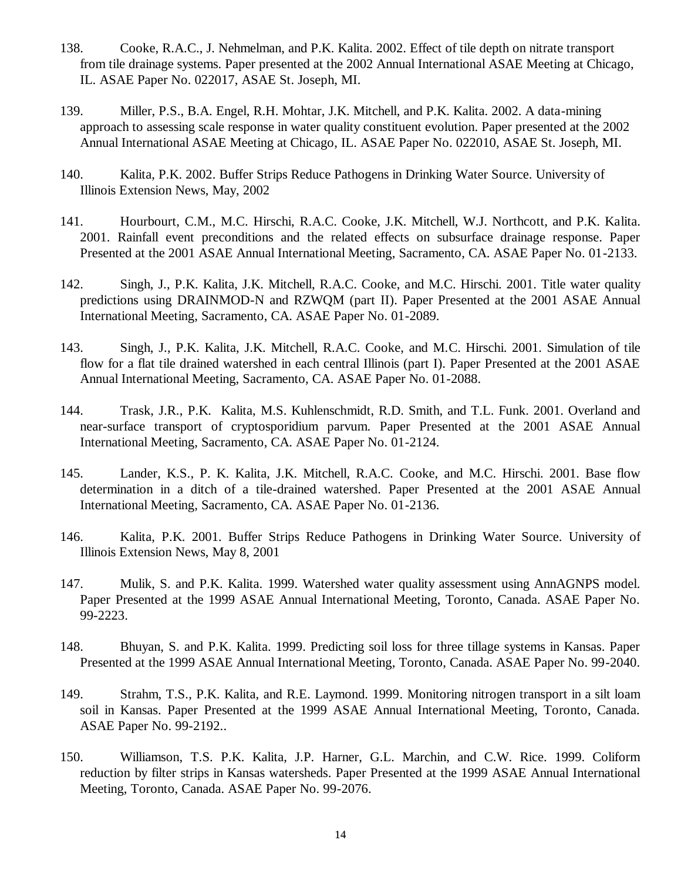138. Cooke, R.A.C., J. Nehmelman, and P.K. Kalita. 2002. Effect of tile depth on nitrate transport from tile drainage systems. Paper presented at the 2002 Annual International ASAE Meeting at Chicago, IL. ASAE Paper No. 022017, ASAE St. Joseph, MI.

139. Miller, P.S., B.A. Engel, R.H. Mohtar, J.K. Mitchell, and P.K. Kalita. 2002. A data-mining approach to assessing scale response in water quality constituent evolution. Paper presented at the 2002 Annual International ASAE Meeting at Chicago, IL. ASAE Paper No. 022010, ASAE St. Joseph, MI.

140. Kalita, P.K. 2002. Buffer Strips Reduce Pathogens in Drinking Water Source. University of Illinois Extension News, May, 2002

141. Hourbourt, C.M., M.C. Hirschi, R.A.C. Cooke, J.K. Mitchell, W.J. Northcott, and P.K. Kalita. 2001. Rainfall event preconditions and the related effects on subsurface drainage response. Paper Presented at the 2001 ASAE Annual International Meeting, Sacramento, CA. ASAE Paper No. 01-2133.

142. Singh, J., P.K. Kalita, J.K. Mitchell, R.A.C. Cooke, and M.C. Hirschi. 2001. Title water quality predictions using DRAINMOD-N and RZWQM (part II). Paper Presented at the 2001 ASAE Annual International Meeting, Sacramento, CA. ASAE Paper No. 01-2089.

143. Singh, J., P.K. Kalita, J.K. Mitchell, R.A.C. Cooke, and M.C. Hirschi. 2001. Simulation of tile flow for a flat tile drained watershed in each central Illinois (part I). Paper Presented at the 2001 ASAE Annual International Meeting, Sacramento, CA. ASAE Paper No. 01-2088.

144. Trask, J.R., P.K. Kalita, M.S. Kuhlenschmidt, R.D. Smith, and T.L. Funk. 2001. Overland and near-surface transport of cryptosporidium parvum. Paper Presented at the 2001 ASAE Annual International Meeting, Sacramento, CA. ASAE Paper No. 01-2124.

145. Lander, K.S., P. K. Kalita, J.K. Mitchell, R.A.C. Cooke, and M.C. Hirschi. 2001. Base flow determination in a ditch of a tile-drained watershed. Paper Presented at the 2001 ASAE Annual International Meeting, Sacramento, CA. ASAE Paper No. 01-2136.

146. Kalita, P.K. 2001. Buffer Strips Reduce Pathogens in Drinking Water Source. University of Illinois Extension News, May 8, 2001

147. Mulik, S. and P.K. Kalita. 1999. Watershed water quality assessment using AnnAGNPS model. Paper Presented at the 1999 ASAE Annual International Meeting, Toronto, Canada. ASAE Paper No. 99-2223.

148. Bhuyan, S. and P.K. Kalita. 1999. Predicting soil loss for three tillage systems in Kansas. Paper Presented at the 1999 ASAE Annual International Meeting, Toronto, Canada. ASAE Paper No. 99-2040.

149. Strahm, T.S., P.K. Kalita, and R.E. Laymond. 1999. Monitoring nitrogen transport in a silt loam soil in Kansas. Paper Presented at the 1999 ASAE Annual International Meeting, Toronto, Canada. ASAE Paper No. 99-2192..

150. Williamson, T.S. P.K. Kalita, J.P. Harner, G.L. Marchin, and C.W. Rice. 1999. Coliform reduction by filter strips in Kansas watersheds. Paper Presented at the 1999 ASAE Annual International Meeting, Toronto, Canada. ASAE Paper No. 99-2076.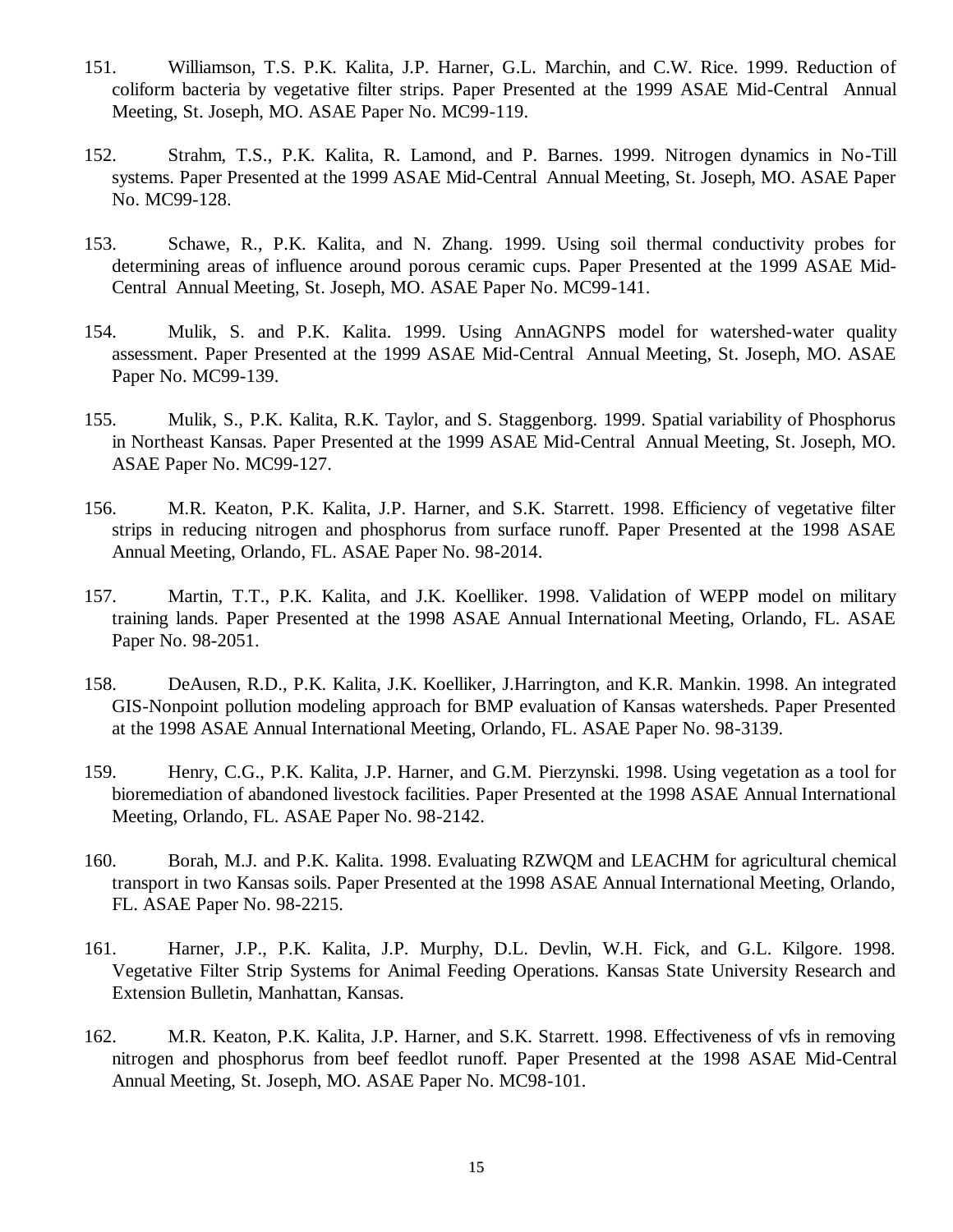151. Williamson, T.S. P.K. Kalita, J.P. Harner, G.L. Marchin, and C.W. Rice. 1999. Reduction of coliform bacteria by vegetative filter strips. Paper Presented at the 1999 ASAE Mid-Central Annual Meeting, St. Joseph, MO. ASAE Paper No. MC99-119.

152. Strahm, T.S., P.K. Kalita, R. Lamond, and P. Barnes. 1999. Nitrogen dynamics in No-Till systems. Paper Presented at the 1999 ASAE Mid-Central Annual Meeting, St. Joseph, MO. ASAE Paper No. MC99-128.

153. Schawe, R., P.K. Kalita, and N. Zhang. 1999. Using soil thermal conductivity probes for determining areas of influence around porous ceramic cups. Paper Presented at the 1999 ASAE Mid-Central Annual Meeting, St. Joseph, MO. ASAE Paper No. MC99-141.

154. Mulik, S. and P.K. Kalita. 1999. Using AnnAGNPS model for watershed-water quality assessment. Paper Presented at the 1999 ASAE Mid-Central Annual Meeting, St. Joseph, MO. ASAE Paper No. MC99-139.

155. Mulik, S., P.K. Kalita, R.K. Taylor, and S. Staggenborg. 1999. Spatial variability of Phosphorus in Northeast Kansas. Paper Presented at the 1999 ASAE Mid-Central Annual Meeting, St. Joseph, MO. ASAE Paper No. MC99-127.

156. M.R. Keaton, P.K. Kalita, J.P. Harner, and S.K. Starrett. 1998. Efficiency of vegetative filter strips in reducing nitrogen and phosphorus from surface runoff. Paper Presented at the 1998 ASAE Annual Meeting, Orlando, FL. ASAE Paper No. 98-2014.

157. Martin, T.T., P.K. Kalita, and J.K. Koelliker. 1998. Validation of WEPP model on military training lands. Paper Presented at the 1998 ASAE Annual International Meeting, Orlando, FL. ASAE Paper No. 98-2051.

158. DeAusen, R.D., P.K. Kalita, J.K. Koelliker, J.Harrington, and K.R. Mankin. 1998. An integrated GIS-Nonpoint pollution modeling approach for BMP evaluation of Kansas watersheds. Paper Presented at the 1998 ASAE Annual International Meeting, Orlando, FL. ASAE Paper No. 98-3139.

159. Henry, C.G., P.K. Kalita, J.P. Harner, and G.M. Pierzynski. 1998. Using vegetation as a tool for bioremediation of abandoned livestock facilities. Paper Presented at the 1998 ASAE Annual International Meeting, Orlando, FL. ASAE Paper No. 98-2142.

160. Borah, M.J. and P.K. Kalita. 1998. Evaluating RZWQM and LEACHM for agricultural chemical transport in two Kansas soils. Paper Presented at the 1998 ASAE Annual International Meeting, Orlando, FL. ASAE Paper No. 98-2215.

161. Harner, J.P., P.K. Kalita, J.P. Murphy, D.L. Devlin, W.H. Fick, and G.L. Kilgore. 1998. Vegetative Filter Strip Systems for Animal Feeding Operations. Kansas State University Research and Extension Bulletin, Manhattan, Kansas.

162. M.R. Keaton, P.K. Kalita, J.P. Harner, and S.K. Starrett. 1998. Effectiveness of vfs in removing nitrogen and phosphorus from beef feedlot runoff. Paper Presented at the 1998 ASAE Mid-Central Annual Meeting, St. Joseph, MO. ASAE Paper No. MC98-101.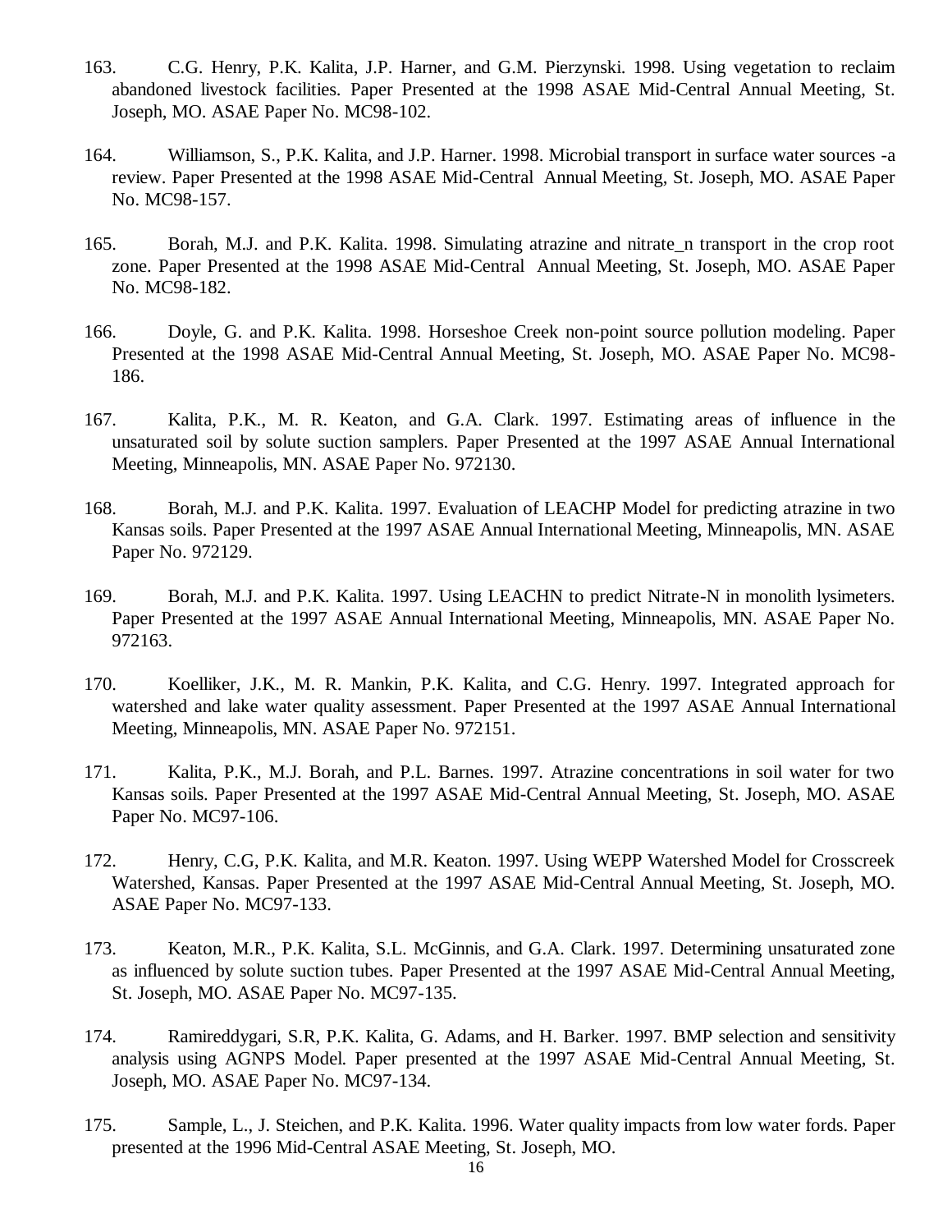163. C.G. Henry, P.K. Kalita, J.P. Harner, and G.M. Pierzynski. 1998. Using vegetation to reclaim abandoned livestock facilities. Paper Presented at the 1998 ASAE Mid-Central Annual Meeting, St. Joseph, MO. ASAE Paper No. MC98-102.

164. Williamson, S., P.K. Kalita, and J.P. Harner. 1998. Microbial transport in surface water sources -a review. Paper Presented at the 1998 ASAE Mid-Central Annual Meeting, St. Joseph, MO. ASAE Paper No. MC98-157.

165. Borah, M.J. and P.K. Kalita. 1998. Simulating atrazine and nitrate_n transport in the crop root zone. Paper Presented at the 1998 ASAE Mid-Central Annual Meeting, St. Joseph, MO. ASAE Paper No. MC98-182.

166. Doyle, G. and P.K. Kalita. 1998. Horseshoe Creek non-point source pollution modeling. Paper Presented at the 1998 ASAE Mid-Central Annual Meeting, St. Joseph, MO. ASAE Paper No. MC98-186.

167. Kalita, P.K., M. R. Keaton, and G.A. Clark. 1997. Estimating areas of influence in the unsaturated soil by solute suction samplers. Paper Presented at the 1997 ASAE Annual International Meeting, Minneapolis, MN. ASAE Paper No. 972130.

168. Borah, M.J. and P.K. Kalita. 1997. Evaluation of LEACHP Model for predicting atrazine in two Kansas soils. Paper Presented at the 1997 ASAE Annual International Meeting, Minneapolis, MN. ASAE Paper No. 972129.

169. Borah, M.J. and P.K. Kalita. 1997. Using LEACHN to predict Nitrate-N in monolith lysimeters. Paper Presented at the 1997 ASAE Annual International Meeting, Minneapolis, MN. ASAE Paper No. 972163.

170. Koelliker, J.K., M. R. Mankin, P.K. Kalita, and C.G. Henry. 1997. Integrated approach for watershed and lake water quality assessment. Paper Presented at the 1997 ASAE Annual International Meeting, Minneapolis, MN. ASAE Paper No. 972151.

171. Kalita, P.K., M.J. Borah, and P.L. Barnes. 1997. Atrazine concentrations in soil water for two Kansas soils. Paper Presented at the 1997 ASAE Mid-Central Annual Meeting, St. Joseph, MO. ASAE Paper No. MC97-106.

172. Henry, C.G, P.K. Kalita, and M.R. Keaton. 1997. Using WEPP Watershed Model for Crosscreek Watershed, Kansas. Paper Presented at the 1997 ASAE Mid-Central Annual Meeting, St. Joseph, MO. ASAE Paper No. MC97-133.

173. Keaton, M.R., P.K. Kalita, S.L. McGinnis, and G.A. Clark. 1997. Determining unsaturated zone as influenced by solute suction tubes. Paper Presented at the 1997 ASAE Mid-Central Annual Meeting, St. Joseph, MO. ASAE Paper No. MC97-135.

174. Ramireddygari, S.R, P.K. Kalita, G. Adams, and H. Barker. 1997. BMP selection and sensitivity analysis using AGNPS Model. Paper presented at the 1997 ASAE Mid-Central Annual Meeting, St. Joseph, MO. ASAE Paper No. MC97-134.

175. Sample, L., J. Steichen, and P.K. Kalita. 1996. Water quality impacts from low water fords. Paper presented at the 1996 Mid-Central ASAE Meeting, St. Joseph, MO.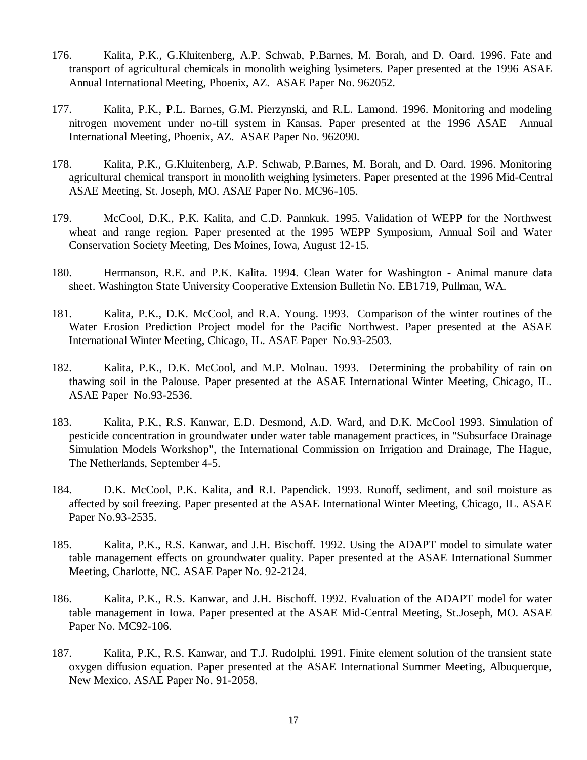176. Kalita, P.K., G.Kluitenberg, A.P. Schwab, P.Barnes, M. Borah, and D. Oard. 1996. Fate and transport of agricultural chemicals in monolith weighing lysimeters. Paper presented at the 1996 ASAE Annual International Meeting, Phoenix, AZ. ASAE Paper No. 962052.

177. Kalita, P.K., P.L. Barnes, G.M. Pierzynski, and R.L. Lamond. 1996. Monitoring and modeling nitrogen movement under no-till system in Kansas. Paper presented at the 1996 ASAE Annual International Meeting, Phoenix, AZ. ASAE Paper No. 962090.

178. Kalita, P.K., G.Kluitenberg, A.P. Schwab, P.Barnes, M. Borah, and D. Oard. 1996. Monitoring agricultural chemical transport in monolith weighing lysimeters. Paper presented at the 1996 Mid-Central ASAE Meeting, St. Joseph, MO. ASAE Paper No. MC96-105.

179. McCool, D.K., P.K. Kalita, and C.D. Pannkuk. 1995. Validation of WEPP for the Northwest wheat and range region. Paper presented at the 1995 WEPP Symposium, Annual Soil and Water Conservation Society Meeting, Des Moines, Iowa, August 12-15.

180. Hermanson, R.E. and P.K. Kalita. 1994. Clean Water for Washington - Animal manure data sheet. Washington State University Cooperative Extension Bulletin No. EB1719, Pullman, WA.

181. Kalita, P.K., D.K. McCool, and R.A. Young. 1993. Comparison of the winter routines of the Water Erosion Prediction Project model for the Pacific Northwest. Paper presented at the ASAE International Winter Meeting, Chicago, IL. ASAE Paper No.93-2503.

182. Kalita, P.K., D.K. McCool, and M.P. Molnau. 1993. Determining the probability of rain on thawing soil in the Palouse. Paper presented at the ASAE International Winter Meeting, Chicago, IL. ASAE Paper No.93-2536.

183. Kalita, P.K., R.S. Kanwar, E.D. Desmond, A.D. Ward, and D.K. McCool 1993. Simulation of pesticide concentration in groundwater under water table management practices, in "Subsurface Drainage Simulation Models Workshop", the International Commission on Irrigation and Drainage, The Hague, The Netherlands, September 4-5.

184. D.K. McCool, P.K. Kalita, and R.I. Papendick. 1993. Runoff, sediment, and soil moisture as affected by soil freezing. Paper presented at the ASAE International Winter Meeting, Chicago, IL. ASAE Paper No.93-2535.

185. Kalita, P.K., R.S. Kanwar, and J.H. Bischoff. 1992. Using the ADAPT model to simulate water table management effects on groundwater quality. Paper presented at the ASAE International Summer Meeting, Charlotte, NC. ASAE Paper No. 92-2124.

186. Kalita, P.K., R.S. Kanwar, and J.H. Bischoff. 1992. Evaluation of the ADAPT model for water table management in Iowa. Paper presented at the ASAE Mid-Central Meeting, St.Joseph, MO. ASAE Paper No. MC92-106.

187. Kalita, P.K., R.S. Kanwar, and T.J. Rudolphi. 1991. Finite element solution of the transient state oxygen diffusion equation. Paper presented at the ASAE International Summer Meeting, Albuquerque, New Mexico. ASAE Paper No. 91-2058.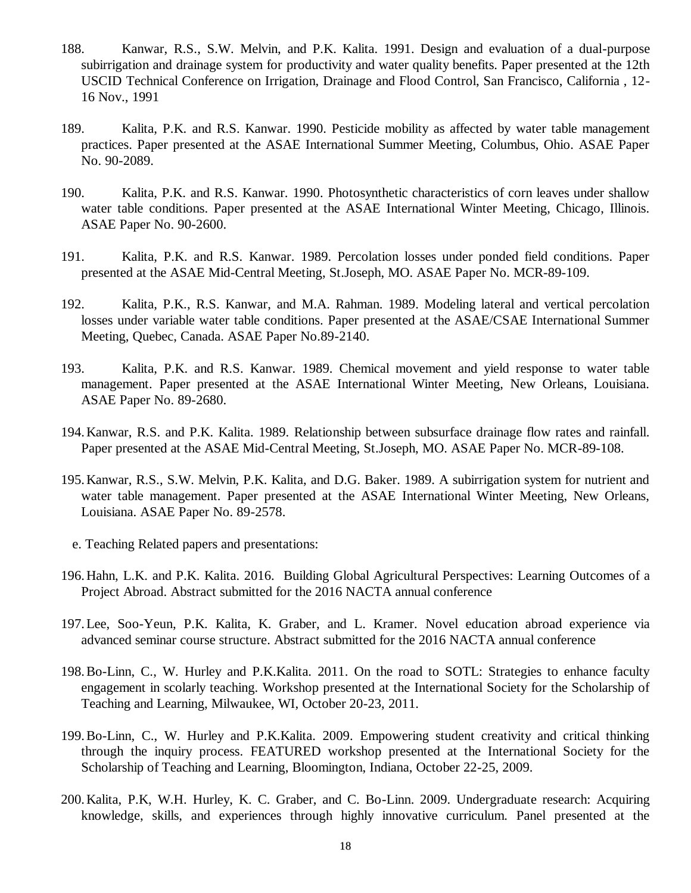188. Kanwar, R.S., S.W. Melvin, and P.K. Kalita. 1991. Design and evaluation of a dual-purpose subirrigation and drainage system for productivity and water quality benefits. Paper presented at the 12th USCID Technical Conference on Irrigation, Drainage and Flood Control, San Francisco, California , 12-16 Nov., 1991

189. Kalita, P.K. and R.S. Kanwar. 1990. Pesticide mobility as affected by water table management practices. Paper presented at the ASAE International Summer Meeting, Columbus, Ohio. ASAE Paper No. 90-2089.

190. Kalita, P.K. and R.S. Kanwar. 1990. Photosynthetic characteristics of corn leaves under shallow water table conditions. Paper presented at the ASAE International Winter Meeting, Chicago, Illinois. ASAE Paper No. 90-2600.

191. Kalita, P.K. and R.S. Kanwar. 1989. Percolation losses under ponded field conditions. Paper presented at the ASAE Mid-Central Meeting, St.Joseph, MO. ASAE Paper No. MCR-89-109.

192. Kalita, P.K., R.S. Kanwar, and M.A. Rahman. 1989. Modeling lateral and vertical percolation losses under variable water table conditions. Paper presented at the ASAE/CSAE International Summer Meeting, Quebec, Canada. ASAE Paper No.89-2140.

193. Kalita, P.K. and R.S. Kanwar. 1989. Chemical movement and yield response to water table management. Paper presented at the ASAE International Winter Meeting, New Orleans, Louisiana. ASAE Paper No. 89-2680.

194. Kanwar, R.S. and P.K. Kalita. 1989. Relationship between subsurface drainage flow rates and rainfall. Paper presented at the ASAE Mid-Central Meeting, St.Joseph, MO. ASAE Paper No. MCR-89-108.

195. Kanwar, R.S., S.W. Melvin, P.K. Kalita, and D.G. Baker. 1989. A subirrigation system for nutrient and water table management. Paper presented at the ASAE International Winter Meeting, New Orleans, Louisiana. ASAE Paper No. 89-2578.

e. Teaching Related papers and presentations:

196. Hahn, L.K. and P.K. Kalita. 2016. Building Global Agricultural Perspectives: Learning Outcomes of a Project Abroad. Abstract submitted for the 2016 NACTA annual conference

197. Lee, Soo-Yeun, P.K. Kalita, K. Graber, and L. Kramer. Novel education abroad experience via advanced seminar course structure. Abstract submitted for the 2016 NACTA annual conference

198. Bo-Linn, C., W. Hurley and P.K.Kalita. 2011. On the road to SOTL: Strategies to enhance faculty engagement in scolarly teaching. Workshop presented at the International Society for the Scholarship of Teaching and Learning, Milwaukee, WI, October 20-23, 2011.

199. Bo-Linn, C., W. Hurley and P.K.Kalita. 2009. Empowering student creativity and critical thinking through the inquiry process. FEATURED workshop presented at the International Society for the Scholarship of Teaching and Learning, Bloomington, Indiana, October 22-25, 2009.

200. Kalita, P.K, W.H. Hurley, K. C. Graber, and C. Bo-Linn. 2009. Undergraduate research: Acquiring knowledge, skills, and experiences through highly innovative curriculum. Panel presented at the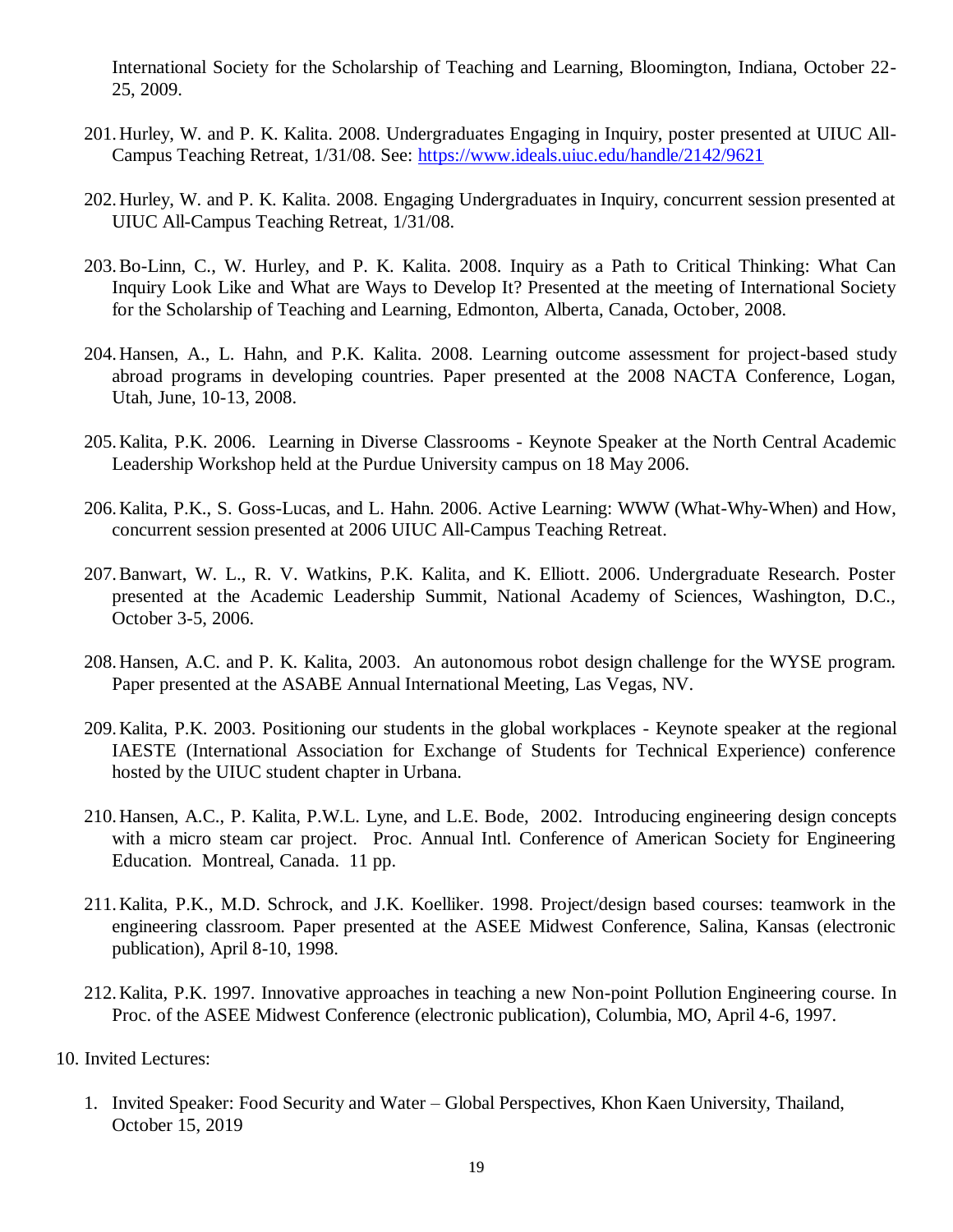International Society for the Scholarship of Teaching and Learning, Bloomington, Indiana, October 22-25, 2009.

201. Hurley, W. and P. K. Kalita. 2008. Undergraduates Engaging in Inquiry, poster presented at UIUC All-Campus Teaching Retreat, 1/31/08. See: https://www.ideals.uiuc.edu/handle/2142/9621

202. Hurley, W. and P. K. Kalita. 2008. Engaging Undergraduates in Inquiry, concurrent session presented at UIUC All-Campus Teaching Retreat, 1/31/08.

203. Bo-Linn, C., W. Hurley, and P. K. Kalita. 2008. Inquiry as a Path to Critical Thinking: What Can Inquiry Look Like and What are Ways to Develop It? Presented at the meeting of International Society for the Scholarship of Teaching and Learning, Edmonton, Alberta, Canada, October, 2008.

204. Hansen, A., L. Hahn, and P.K. Kalita. 2008. Learning outcome assessment for project-based study abroad programs in developing countries. Paper presented at the 2008 NACTA Conference, Logan, Utah, June, 10-13, 2008.

205. Kalita, P.K. 2006. Learning in Diverse Classrooms - Keynote Speaker at the North Central Academic Leadership Workshop held at the Purdue University campus on 18 May 2006.

206. Kalita, P.K., S. Goss-Lucas, and L. Hahn. 2006. Active Learning: WWW (What-Why-When) and How, concurrent session presented at 2006 UIUC All-Campus Teaching Retreat.

207. Banwart, W. L., R. V. Watkins, P.K. Kalita, and K. Elliott. 2006. Undergraduate Research. Poster presented at the Academic Leadership Summit, National Academy of Sciences, Washington, D.C., October 3-5, 2006.

208. Hansen, A.C. and P. K. Kalita, 2003. An autonomous robot design challenge for the WYSE program. Paper presented at the ASABE Annual International Meeting, Las Vegas, NV.

209. Kalita, P.K. 2003. Positioning our students in the global workplaces - Keynote speaker at the regional IAESTE (International Association for Exchange of Students for Technical Experience) conference hosted by the UIUC student chapter in Urbana.

210. Hansen, A.C., P. Kalita, P.W.L. Lyne, and L.E. Bode, 2002. Introducing engineering design concepts with a micro steam car project. Proc. Annual Intl. Conference of American Society for Engineering Education. Montreal, Canada. 11 pp.

211. Kalita, P.K., M.D. Schrock, and J.K. Koelliker. 1998. Project/design based courses: teamwork in the engineering classroom. Paper presented at the ASEE Midwest Conference, Salina, Kansas (electronic publication), April 8-10, 1998.

212. Kalita, P.K. 1997. Innovative approaches in teaching a new Non-point Pollution Engineering course. In Proc. of the ASEE Midwest Conference (electronic publication), Columbia, MO, April 4-6, 1997.

10. Invited Lectures:

1. Invited Speaker: Food Security and Water – Global Perspectives, Khon Kaen University, Thailand, October 15, 2019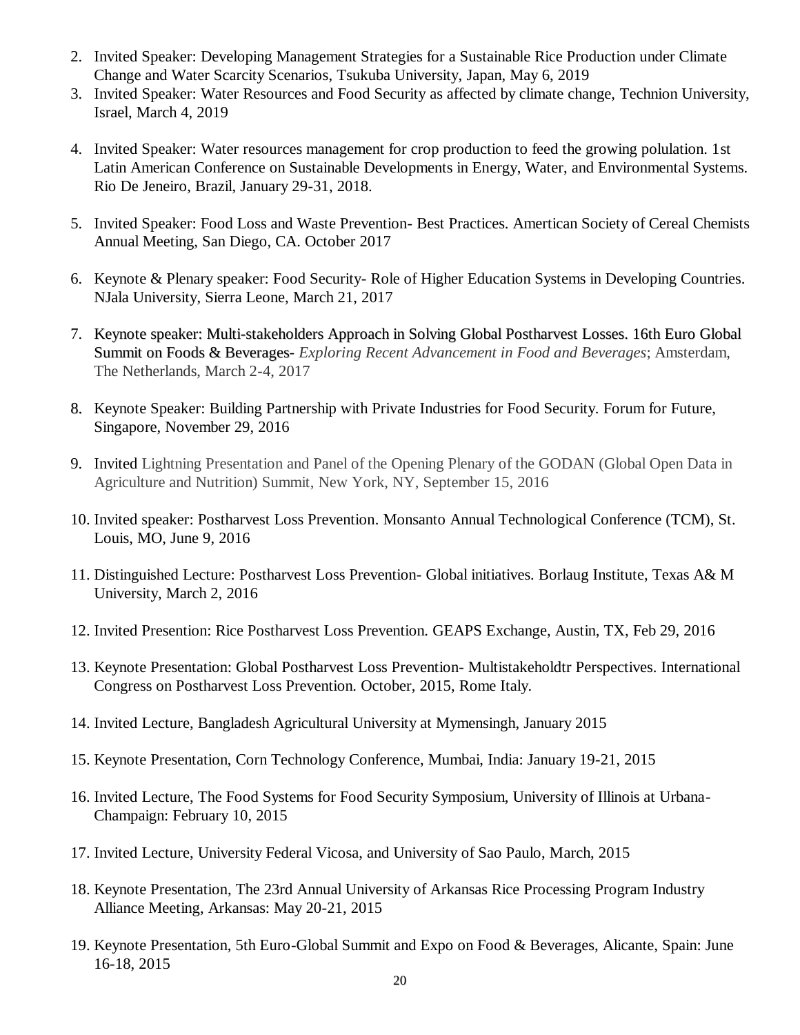2. Invited Speaker: Developing Management Strategies for a Sustainable Rice Production under Climate Change and Water Scarcity Scenarios, Tsukuba University, Japan, May 6, 2019
3. Invited Speaker: Water Resources and Food Security as affected by climate change, Technion University, Israel, March 4, 2019
4. Invited Speaker: Water resources management for crop production to feed the growing polulation. 1st Latin American Conference on Sustainable Developments in Energy, Water, and Environmental Systems. Rio De Jeneiro, Brazil, January 29-31, 2018.
5. Invited Speaker: Food Loss and Waste Prevention- Best Practices. Amertican Society of Cereal Chemists Annual Meeting, San Diego, CA. October 2017
6. Keynote & Plenary speaker: Food Security- Role of Higher Education Systems in Developing Countries. NJala University, Sierra Leone, March 21, 2017
7. Keynote speaker: Multi-stakeholders Approach in Solving Global Postharvest Losses. 16th Euro Global Summit on Foods & Beverages- *Exploring Recent Advancement in Food and Beverages*; Amsterdam, The Netherlands, March 2-4, 2017
8. Keynote Speaker: Building Partnership with Private Industries for Food Security. Forum for Future, Singapore, November 29, 2016
9. Invited Lightning Presentation and Panel of the Opening Plenary of the GODAN (Global Open Data in Agriculture and Nutrition) Summit, New York, NY, September 15, 2016
10. Invited speaker: Postharvest Loss Prevention. Monsanto Annual Technological Conference (TCM), St. Louis, MO, June 9, 2016
11. Distinguished Lecture: Postharvest Loss Prevention- Global initiatives. Borlaug Institute, Texas A& M University, March 2, 2016
12. Invited Presention: Rice Postharvest Loss Prevention. GEAPS Exchange, Austin, TX, Feb 29, 2016
13. Keynote Presentation: Global Postharvest Loss Prevention- Multistakeholdtr Perspectives. International Congress on Postharvest Loss Prevention. October, 2015, Rome Italy.
14. Invited Lecture, Bangladesh Agricultural University at Mymensingh, January 2015
15. Keynote Presentation, Corn Technology Conference, Mumbai, India: January 19-21, 2015
16. Invited Lecture, The Food Systems for Food Security Symposium, University of Illinois at Urbana-Champaign: February 10, 2015
17. Invited Lecture, University Federal Vicosa, and University of Sao Paulo, March, 2015
18. Keynote Presentation, The 23rd Annual University of Arkansas Rice Processing Program Industry Alliance Meeting, Arkansas: May 20-21, 2015
19. Keynote Presentation, 5th Euro-Global Summit and Expo on Food & Beverages, Alicante, Spain: June 16-18, 2015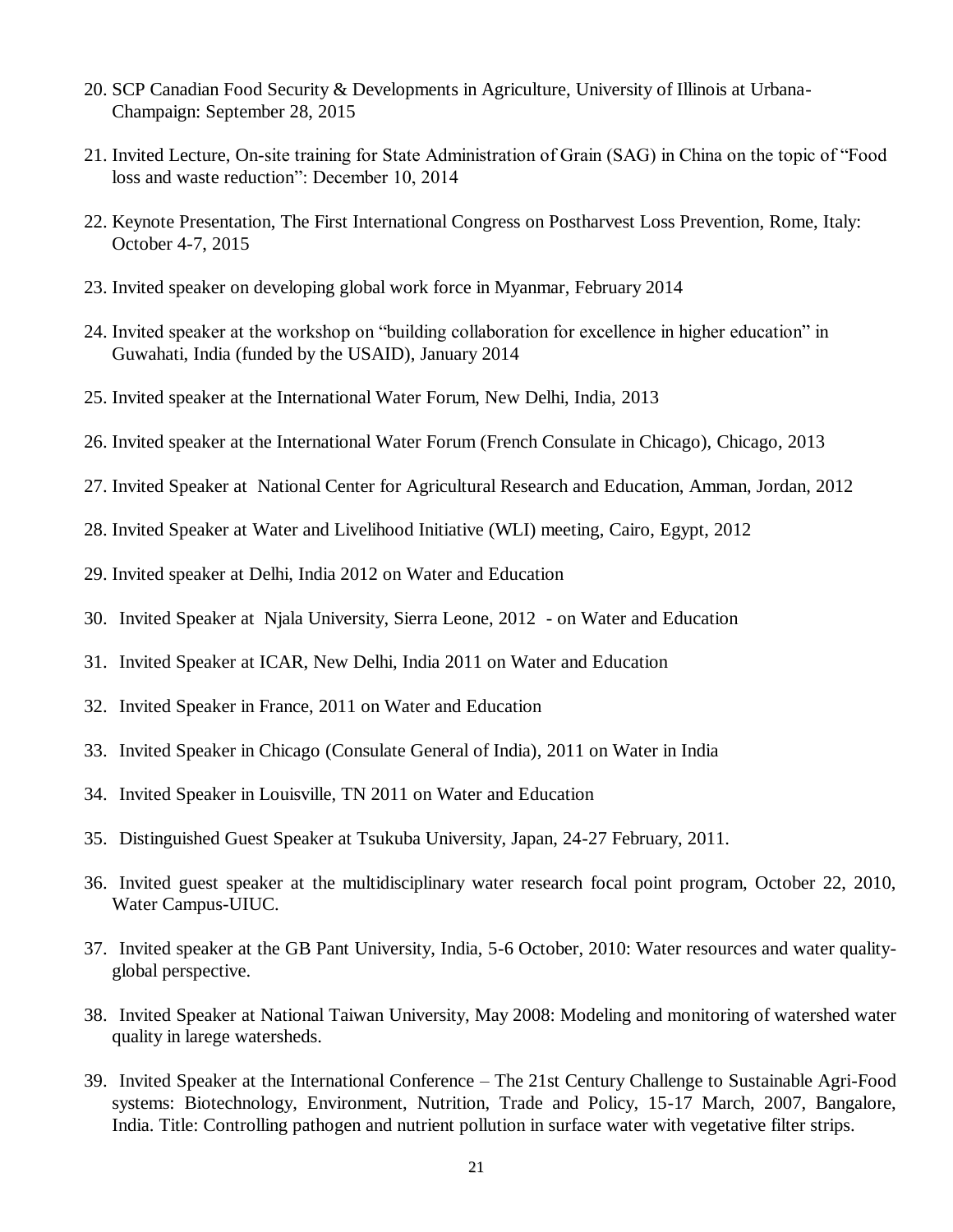20. SCP Canadian Food Security & Developments in Agriculture, University of Illinois at Urbana-Champaign: September 28, 2015

21. Invited Lecture, On-site training for State Administration of Grain (SAG) in China on the topic of "Food loss and waste reduction": December 10, 2014

22. Keynote Presentation, The First International Congress on Postharvest Loss Prevention, Rome, Italy: October 4-7, 2015

23. Invited speaker on developing global work force in Myanmar, February 2014

24. Invited speaker at the workshop on "building collaboration for excellence in higher education" in Guwahati, India (funded by the USAID), January 2014

25. Invited speaker at the International Water Forum, New Delhi, India, 2013

26. Invited speaker at the International Water Forum (French Consulate in Chicago), Chicago, 2013

27. Invited Speaker at National Center for Agricultural Research and Education, Amman, Jordan, 2012

28. Invited Speaker at Water and Livelihood Initiative (WLI) meeting, Cairo, Egypt, 2012

29. Invited speaker at Delhi, India 2012 on Water and Education

30. Invited Speaker at Njala University, Sierra Leone, 2012 - on Water and Education

31. Invited Speaker at ICAR, New Delhi, India 2011 on Water and Education

32. Invited Speaker in France, 2011 on Water and Education

33. Invited Speaker in Chicago (Consulate General of India), 2011 on Water in India

34. Invited Speaker in Louisville, TN 2011 on Water and Education

35. Distinguished Guest Speaker at Tsukuba University, Japan, 24-27 February, 2011.

36. Invited guest speaker at the multidisciplinary water research focal point program, October 22, 2010, Water Campus-UIUC.

37. Invited speaker at the GB Pant University, India, 5-6 October, 2010: Water resources and water quality-global perspective.

38. Invited Speaker at National Taiwan University, May 2008: Modeling and monitoring of watershed water quality in larege watersheds.

39. Invited Speaker at the International Conference – The 21st Century Challenge to Sustainable Agri-Food systems: Biotechnology, Environment, Nutrition, Trade and Policy, 15-17 March, 2007, Bangalore, India. Title: Controlling pathogen and nutrient pollution in surface water with vegetative filter strips.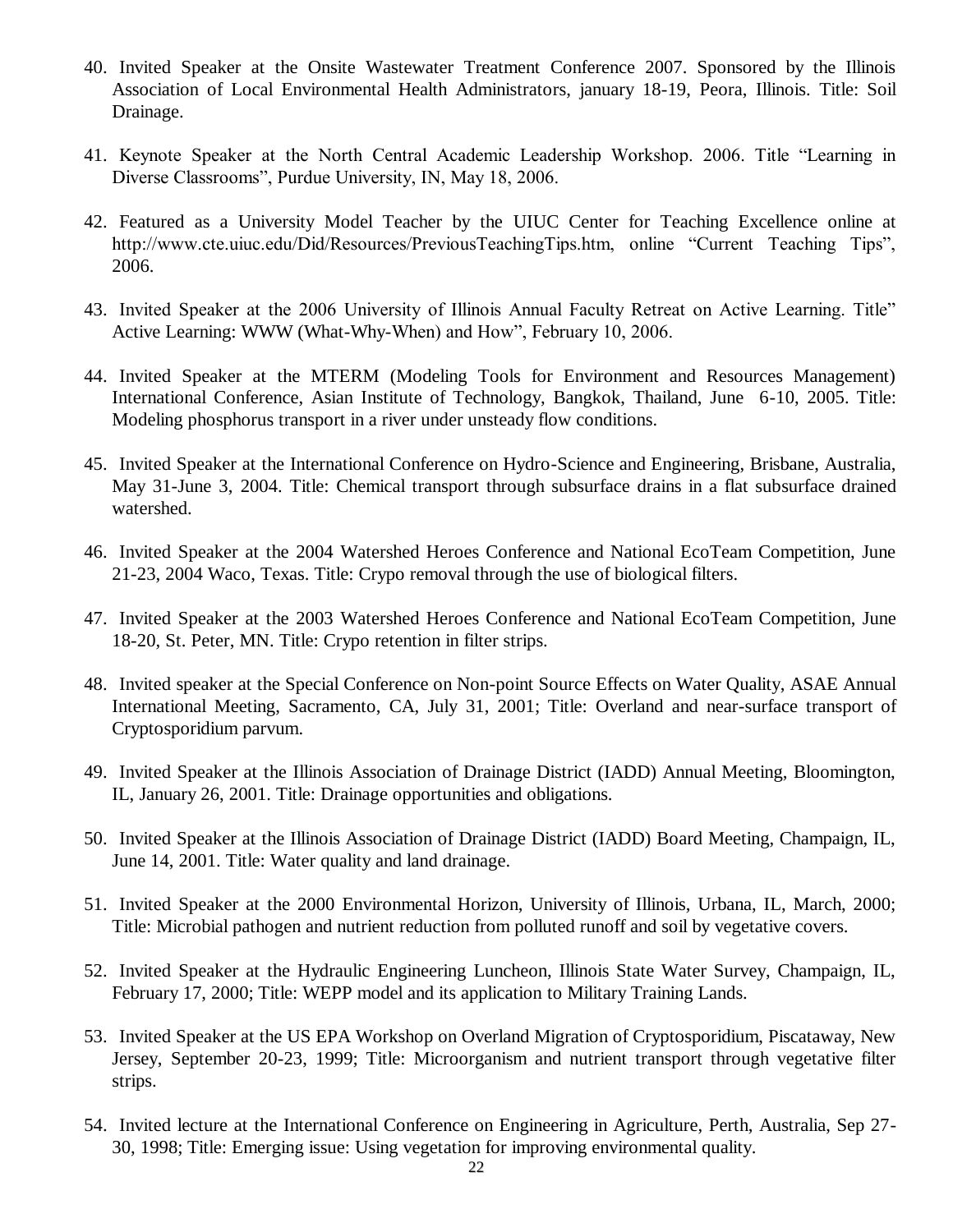40. Invited Speaker at the Onsite Wastewater Treatment Conference 2007. Sponsored by the Illinois Association of Local Environmental Health Administrators, january 18-19, Peora, Illinois. Title: Soil Drainage.

41. Keynote Speaker at the North Central Academic Leadership Workshop. 2006. Title "Learning in Diverse Classrooms", Purdue University, IN, May 18, 2006.

42. Featured as a University Model Teacher by the UIUC Center for Teaching Excellence online at http://www.cte.uiuc.edu/Did/Resources/PreviousTeachingTips.htm, online "Current Teaching Tips", 2006.

43. Invited Speaker at the 2006 University of Illinois Annual Faculty Retreat on Active Learning. Title" Active Learning: WWW (What-Why-When) and How", February 10, 2006.

44. Invited Speaker at the MTERM (Modeling Tools for Environment and Resources Management) International Conference, Asian Institute of Technology, Bangkok, Thailand, June 6-10, 2005. Title: Modeling phosphorus transport in a river under unsteady flow conditions.

45. Invited Speaker at the International Conference on Hydro-Science and Engineering, Brisbane, Australia, May 31-June 3, 2004. Title: Chemical transport through subsurface drains in a flat subsurface drained watershed.

46. Invited Speaker at the 2004 Watershed Heroes Conference and National EcoTeam Competition, June 21-23, 2004 Waco, Texas. Title: Crypo removal through the use of biological filters.

47. Invited Speaker at the 2003 Watershed Heroes Conference and National EcoTeam Competition, June 18-20, St. Peter, MN. Title: Crypo retention in filter strips.

48. Invited speaker at the Special Conference on Non-point Source Effects on Water Quality, ASAE Annual International Meeting, Sacramento, CA, July 31, 2001; Title: Overland and near-surface transport of Cryptosporidium parvum.

49. Invited Speaker at the Illinois Association of Drainage District (IADD) Annual Meeting, Bloomington, IL, January 26, 2001. Title: Drainage opportunities and obligations.

50. Invited Speaker at the Illinois Association of Drainage District (IADD) Board Meeting, Champaign, IL, June 14, 2001. Title: Water quality and land drainage.

51. Invited Speaker at the 2000 Environmental Horizon, University of Illinois, Urbana, IL, March, 2000; Title: Microbial pathogen and nutrient reduction from polluted runoff and soil by vegetative covers.

52. Invited Speaker at the Hydraulic Engineering Luncheon, Illinois State Water Survey, Champaign, IL, February 17, 2000; Title: WEPP model and its application to Military Training Lands.

53. Invited Speaker at the US EPA Workshop on Overland Migration of Cryptosporidium, Piscataway, New Jersey, September 20-23, 1999; Title: Microorganism and nutrient transport through vegetative filter strips.

54. Invited lecture at the International Conference on Engineering in Agriculture, Perth, Australia, Sep 27-30, 1998; Title: Emerging issue: Using vegetation for improving environmental quality.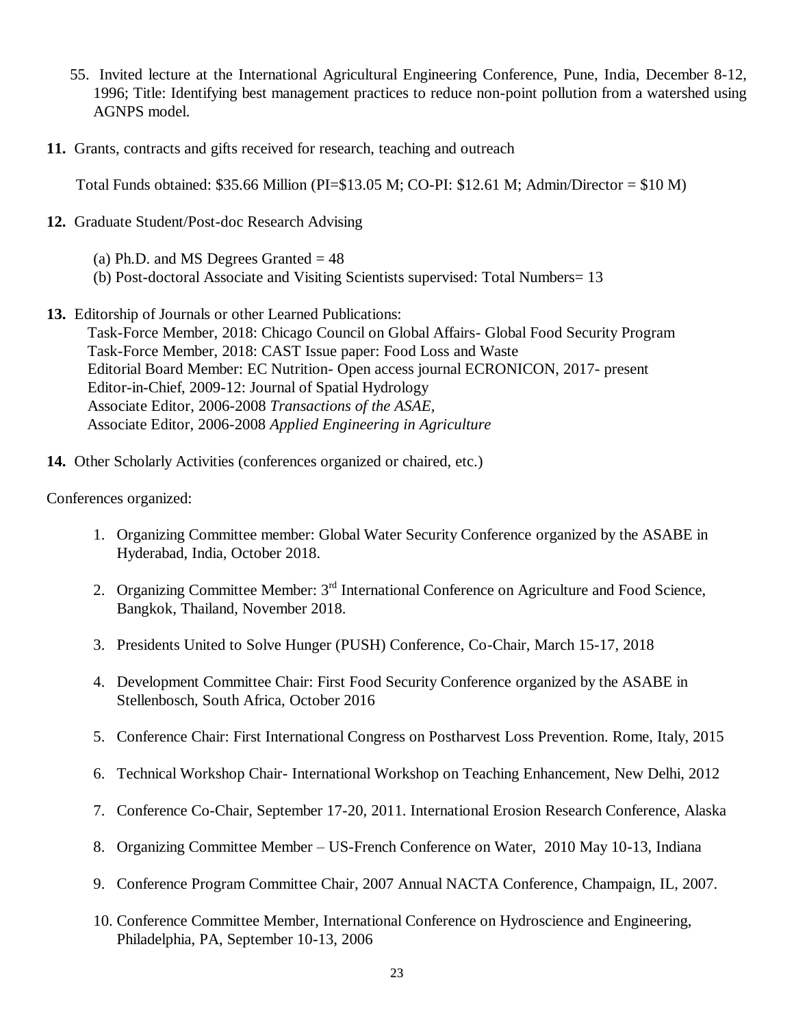55. Invited lecture at the International Agricultural Engineering Conference, Pune, India, December 8-12, 1996; Title: Identifying best management practices to reduce non-point pollution from a watershed using AGNPS model.

**11.** Grants, contracts and gifts received for research, teaching and outreach

Total Funds obtained: $35.66 Million (PI=$13.05 M; CO-PI: $12.61 M; Admin/Director = $10 M)

**12.** Graduate Student/Post-doc Research Advising

(a) Ph.D. and MS Degrees Granted = 48
(b) Post-doctoral Associate and Visiting Scientists supervised: Total Numbers= 13

**13.** Editorship of Journals or other Learned Publications:
Task-Force Member, 2018: Chicago Council on Global Affairs- Global Food Security Program
Task-Force Member, 2018: CAST Issue paper: Food Loss and Waste
Editorial Board Member: EC Nutrition- Open access journal ECRONICON, 2017- present
Editor-in-Chief, 2009-12: Journal of Spatial Hydrology
Associate Editor, 2006-2008 *Transactions of the ASAE*,
Associate Editor, 2006-2008 *Applied Engineering in Agriculture*

**14.** Other Scholarly Activities (conferences organized or chaired, etc.)

Conferences organized:

1. Organizing Committee member: Global Water Security Conference organized by the ASABE in Hyderabad, India, October 2018.
2. Organizing Committee Member: 3rd International Conference on Agriculture and Food Science, Bangkok, Thailand, November 2018.
3. Presidents United to Solve Hunger (PUSH) Conference, Co-Chair, March 15-17, 2018
4. Development Committee Chair: First Food Security Conference organized by the ASABE in Stellenbosch, South Africa, October 2016
5. Conference Chair: First International Congress on Postharvest Loss Prevention. Rome, Italy, 2015
6. Technical Workshop Chair- International Workshop on Teaching Enhancement, New Delhi, 2012
7. Conference Co-Chair, September 17-20, 2011. International Erosion Research Conference, Alaska
8. Organizing Committee Member – US-French Conference on Water, 2010 May 10-13, Indiana
9. Conference Program Committee Chair, 2007 Annual NACTA Conference, Champaign, IL, 2007.
10. Conference Committee Member, International Conference on Hydroscience and Engineering, Philadelphia, PA, September 10-13, 2006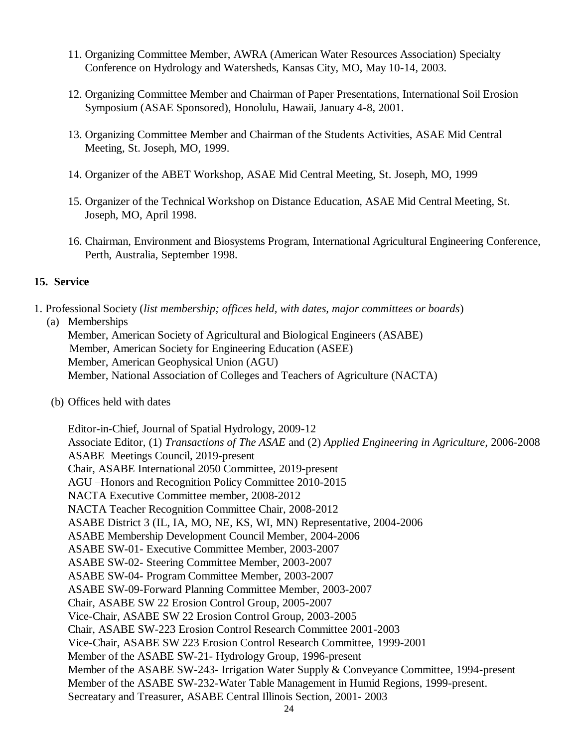11. Organizing Committee Member, AWRA (American Water Resources Association) Specialty Conference on Hydrology and Watersheds, Kansas City, MO, May 10-14, 2003.

12. Organizing Committee Member and Chairman of Paper Presentations, International Soil Erosion Symposium (ASAE Sponsored), Honolulu, Hawaii, January 4-8, 2001.

13. Organizing Committee Member and Chairman of the Students Activities, ASAE Mid Central Meeting, St. Joseph, MO, 1999.

14. Organizer of the ABET Workshop, ASAE Mid Central Meeting, St. Joseph, MO, 1999

15. Organizer of the Technical Workshop on Distance Education, ASAE Mid Central Meeting, St. Joseph, MO, April 1998.

16. Chairman, Environment and Biosystems Program, International Agricultural Engineering Conference, Perth, Australia, September 1998.

**15. Service**

1. Professional Society (*list membership; offices held, with dates, major committees or boards*)

   (a) Memberships

   Member, American Society of Agricultural and Biological Engineers (ASABE)
   Member, American Society for Engineering Education (ASEE)
   Member, American Geophysical Union (AGU)
   Member, National Association of Colleges and Teachers of Agriculture (NACTA)

   (b) Offices held with dates

   Editor-in-Chief, Journal of Spatial Hydrology, 2009-12
   Associate Editor, (1) *Transactions of The ASAE* and (2) *Applied Engineering in Agriculture*, 2006-2008
   ASABE Meetings Council, 2019-present
   Chair, ASABE International 2050 Committee, 2019-present
   AGU –Honors and Recognition Policy Committee 2010-2015
   NACTA Executive Committee member, 2008-2012
   NACTA Teacher Recognition Committee Chair, 2008-2012
   ASABE District 3 (IL, IA, MO, NE, KS, WI, MN) Representative, 2004-2006
   ASABE Membership Development Council Member, 2004-2006
   ASABE SW-01- Executive Committee Member, 2003-2007
   ASABE SW-02- Steering Committee Member, 2003-2007
   ASABE SW-04- Program Committee Member, 2003-2007
   ASABE SW-09-Forward Planning Committee Member, 2003-2007
   Chair, ASABE SW 22 Erosion Control Group, 2005-2007
   Vice-Chair, ASABE SW 22 Erosion Control Group, 2003-2005
   Chair, ASABE SW-223 Erosion Control Research Committee 2001-2003
   Vice-Chair, ASABE SW 223 Erosion Control Research Committee, 1999-2001
   Member of the ASABE SW-21- Hydrology Group, 1996-present
   Member of the ASABE SW-243- Irrigation Water Supply & Conveyance Committee, 1994-present
   Member of the ASABE SW-232-Water Table Management in Humid Regions, 1999-present.
   Secreatary and Treasurer, ASABE Central Illinois Section, 2001- 2003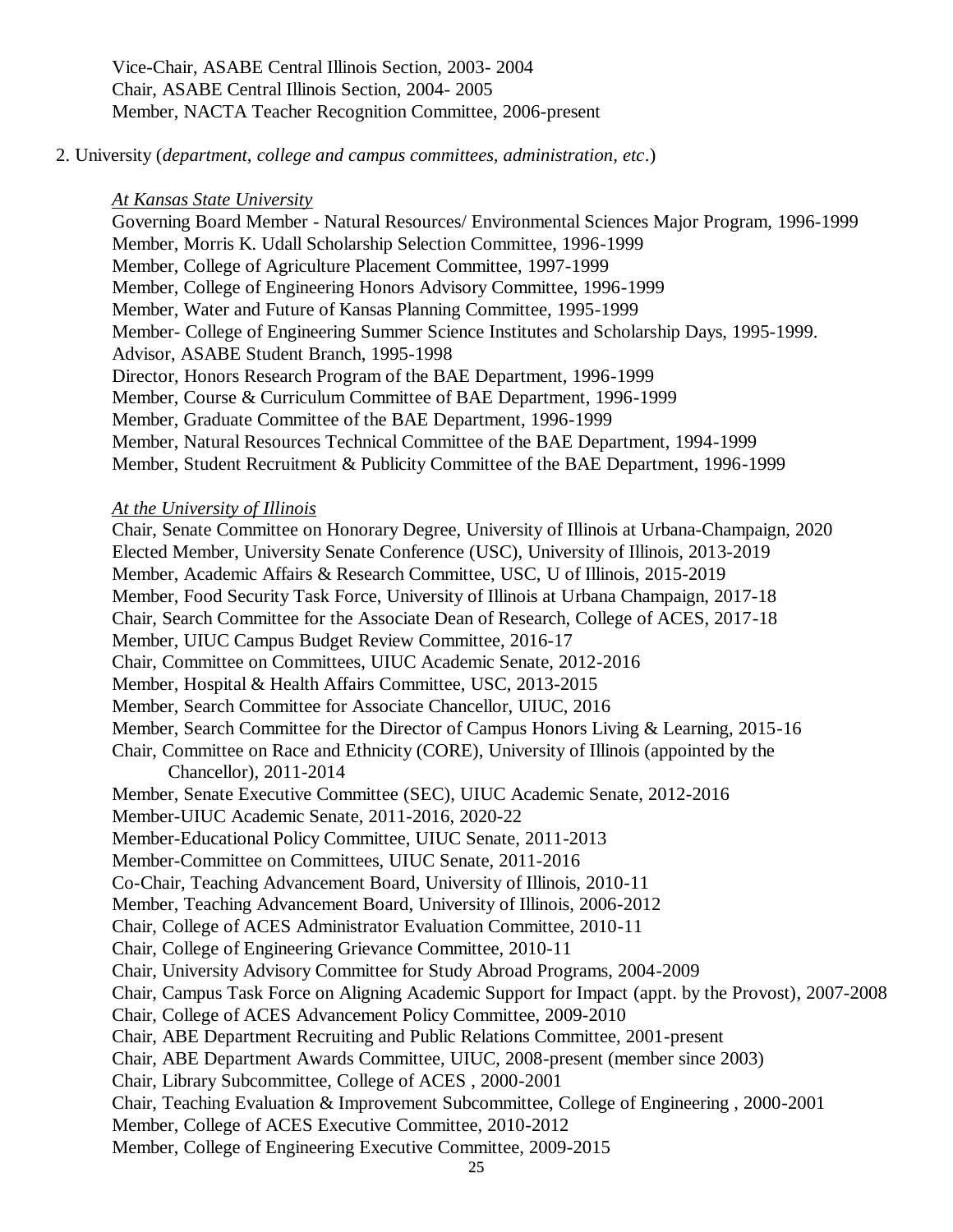Vice-Chair, ASABE Central Illinois Section, 2003- 2004
Chair, ASABE Central Illinois Section, 2004- 2005
Member, NACTA Teacher Recognition Committee, 2006-present

2. University (*department, college and campus committees, administration, etc*.)

*At Kansas State University*

Governing Board Member - Natural Resources/ Environmental Sciences Major Program, 1996-1999
Member, Morris K. Udall Scholarship Selection Committee, 1996-1999
Member, College of Agriculture Placement Committee, 1997-1999
Member, College of Engineering Honors Advisory Committee, 1996-1999
Member, Water and Future of Kansas Planning Committee, 1995-1999
Member- College of Engineering Summer Science Institutes and Scholarship Days, 1995-1999.
Advisor, ASABE Student Branch, 1995-1998
Director, Honors Research Program of the BAE Department, 1996-1999
Member, Course & Curriculum Committee of BAE Department, 1996-1999
Member, Graduate Committee of the BAE Department, 1996-1999
Member, Natural Resources Technical Committee of the BAE Department, 1994-1999
Member, Student Recruitment & Publicity Committee of the BAE Department, 1996-1999

*At the University of Illinois*

Chair, Senate Committee on Honorary Degree, University of Illinois at Urbana-Champaign, 2020
Elected Member, University Senate Conference (USC), University of Illinois, 2013-2019
Member, Academic Affairs & Research Committee, USC, U of Illinois, 2015-2019
Member, Food Security Task Force, University of Illinois at Urbana Champaign, 2017-18
Chair, Search Committee for the Associate Dean of Research, College of ACES, 2017-18
Member, UIUC Campus Budget Review Committee, 2016-17
Chair, Committee on Committees, UIUC Academic Senate, 2012-2016
Member, Hospital & Health Affairs Committee, USC, 2013-2015
Member, Search Committee for Associate Chancellor, UIUC, 2016
Member, Search Committee for the Director of Campus Honors Living & Learning, 2015-16
Chair, Committee on Race and Ethnicity (CORE), University of Illinois (appointed by the Chancellor), 2011-2014
Member, Senate Executive Committee (SEC), UIUC Academic Senate, 2012-2016
Member-UIUC Academic Senate, 2011-2016, 2020-22
Member-Educational Policy Committee, UIUC Senate, 2011-2013
Member-Committee on Committees, UIUC Senate, 2011-2016
Co-Chair, Teaching Advancement Board, University of Illinois, 2010-11
Member, Teaching Advancement Board, University of Illinois, 2006-2012
Chair, College of ACES Administrator Evaluation Committee, 2010-11
Chair, College of Engineering Grievance Committee, 2010-11
Chair, University Advisory Committee for Study Abroad Programs, 2004-2009
Chair, Campus Task Force on Aligning Academic Support for Impact (appt. by the Provost), 2007-2008
Chair, College of ACES Advancement Policy Committee, 2009-2010
Chair, ABE Department Recruiting and Public Relations Committee, 2001-present
Chair, ABE Department Awards Committee, UIUC, 2008-present (member since 2003)
Chair, Library Subcommittee, College of ACES , 2000-2001
Chair, Teaching Evaluation & Improvement Subcommittee, College of Engineering , 2000-2001
Member, College of ACES Executive Committee, 2010-2012
Member, College of Engineering Executive Committee, 2009-2015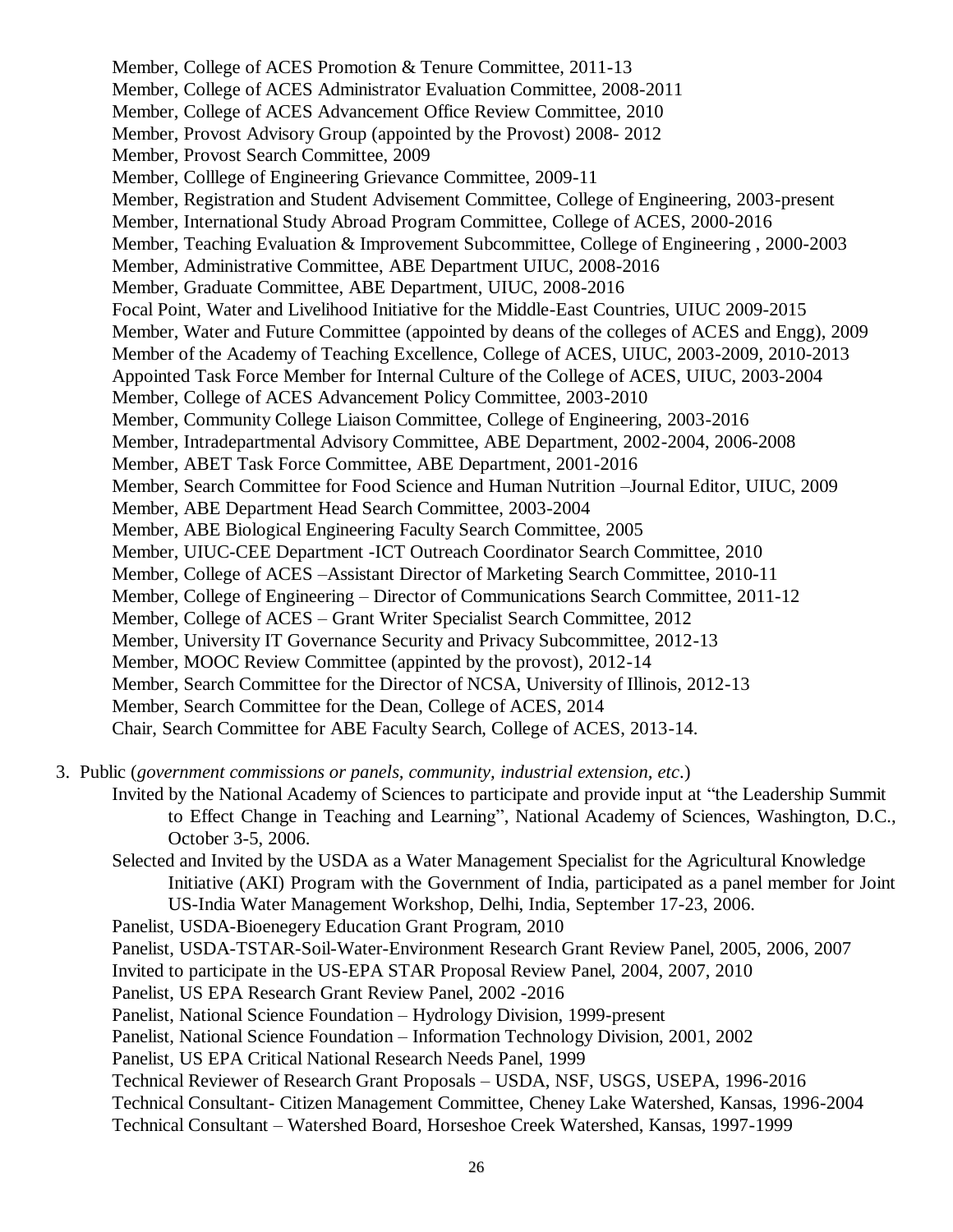Member, College of ACES Promotion & Tenure Committee, 2011-13
Member, College of ACES Administrator Evaluation Committee, 2008-2011
Member, College of ACES Advancement Office Review Committee, 2010
Member, Provost Advisory Group (appointed by the Provost) 2008- 2012
Member, Provost Search Committee, 2009
Member, Colllege of Engineering Grievance Committee, 2009-11
Member, Registration and Student Advisement Committee, College of Engineering, 2003-present
Member, International Study Abroad Program Committee, College of ACES, 2000-2016
Member, Teaching Evaluation & Improvement Subcommittee, College of Engineering , 2000-2003
Member, Administrative Committee, ABE Department UIUC, 2008-2016
Member, Graduate Committee, ABE Department, UIUC, 2008-2016
Focal Point, Water and Livelihood Initiative for the Middle-East Countries, UIUC 2009-2015
Member, Water and Future Committee (appointed by deans of the colleges of ACES and Engg), 2009
Member of the Academy of Teaching Excellence, College of ACES, UIUC, 2003-2009, 2010-2013
Appointed Task Force Member for Internal Culture of the College of ACES, UIUC, 2003-2004
Member, College of ACES Advancement Policy Committee, 2003-2010
Member, Community College Liaison Committee, College of Engineering, 2003-2016
Member, Intradepartmental Advisory Committee, ABE Department, 2002-2004, 2006-2008
Member, ABET Task Force Committee, ABE Department, 2001-2016
Member, Search Committee for Food Science and Human Nutrition –Journal Editor, UIUC, 2009
Member, ABE Department Head Search Committee, 2003-2004
Member, ABE Biological Engineering Faculty Search Committee, 2005
Member, UIUC-CEE Department -ICT Outreach Coordinator Search Committee, 2010
Member, College of ACES –Assistant Director of Marketing Search Committee, 2010-11
Member, College of Engineering – Director of Communications Search Committee, 2011-12
Member, College of ACES – Grant Writer Specialist Search Committee, 2012
Member, University IT Governance Security and Privacy Subcommittee, 2012-13
Member, MOOC Review Committee (appinted by the provost), 2012-14
Member, Search Committee for the Director of NCSA, University of Illinois, 2012-13
Member, Search Committee for the Dean, College of ACES, 2014
Chair, Search Committee for ABE Faculty Search, College of ACES, 2013-14.

3. Public (*government commissions or panels, community, industrial extension, etc.*)

Invited by the National Academy of Sciences to participate and provide input at "the Leadership Summit to Effect Change in Teaching and Learning", National Academy of Sciences, Washington, D.C., October 3-5, 2006.
Selected and Invited by the USDA as a Water Management Specialist for the Agricultural Knowledge Initiative (AKI) Program with the Government of India, participated as a panel member for Joint US-India Water Management Workshop, Delhi, India, September 17-23, 2006.
Panelist, USDA-Bioenegery Education Grant Program, 2010
Panelist, USDA-TSTAR-Soil-Water-Environment Research Grant Review Panel, 2005, 2006, 2007
Invited to participate in the US-EPA STAR Proposal Review Panel, 2004, 2007, 2010
Panelist, US EPA Research Grant Review Panel, 2002 -2016
Panelist, National Science Foundation – Hydrology Division, 1999-present
Panelist, National Science Foundation – Information Technology Division, 2001, 2002
Panelist, US EPA Critical National Research Needs Panel, 1999
Technical Reviewer of Research Grant Proposals – USDA, NSF, USGS, USEPA, 1996-2016
Technical Consultant- Citizen Management Committee, Cheney Lake Watershed, Kansas, 1996-2004
Technical Consultant – Watershed Board, Horseshoe Creek Watershed, Kansas, 1997-1999